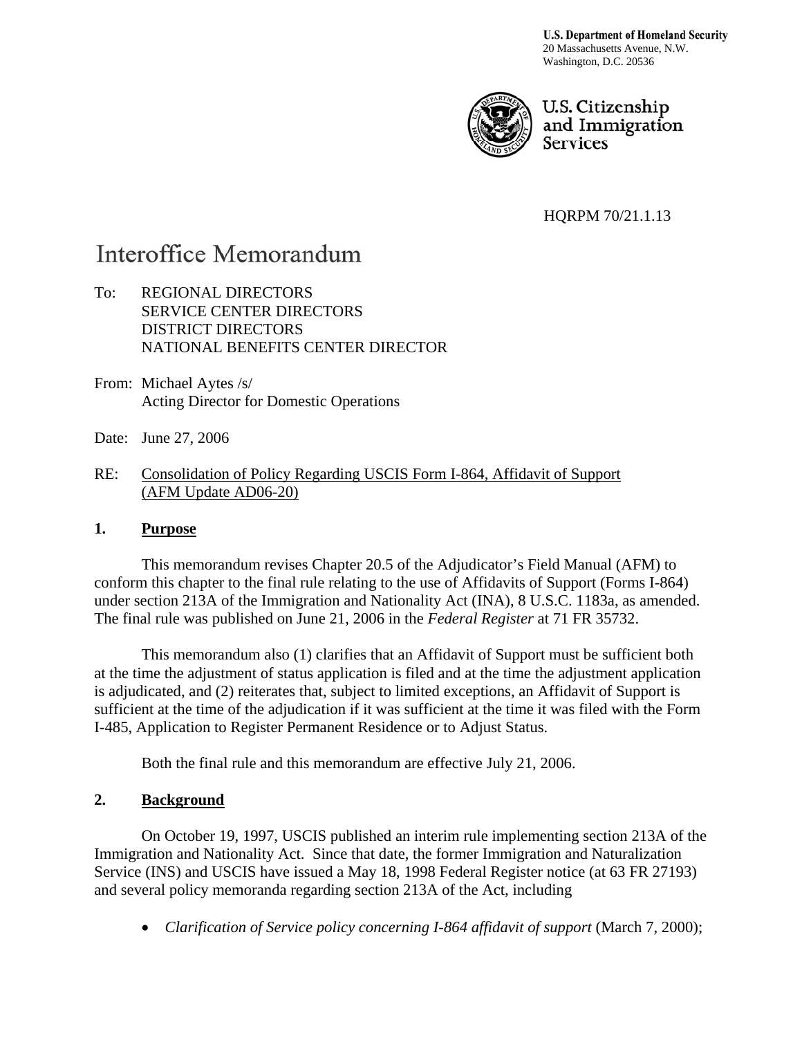**U.S. Department of Homeland Security**
20 Massachusetts Avenue, N.W.
Washington, D.C. 20536

U.S. Citizenship and Immigration Services

HQRPM 70/21.1.13

# Interoffice Memorandum

To: REGIONAL DIRECTORS
SERVICE CENTER DIRECTORS
DISTRICT DIRECTORS
NATIONAL BENEFITS CENTER DIRECTOR

From: Michael Aytes /s/
Acting Director for Domestic Operations

Date: June 27, 2006

RE: Consolidation of Policy Regarding USCIS Form I-864, Affidavit of Support (AFM Update AD06-20)

## 1. Purpose

This memorandum revises Chapter 20.5 of the Adjudicator's Field Manual (AFM) to conform this chapter to the final rule relating to the use of Affidavits of Support (Forms I-864) under section 213A of the Immigration and Nationality Act (INA), 8 U.S.C. 1183a, as amended. The final rule was published on June 21, 2006 in the *Federal Register* at 71 FR 35732.

This memorandum also (1) clarifies that an Affidavit of Support must be sufficient both at the time the adjustment of status application is filed and at the time the adjustment application is adjudicated, and (2) reiterates that, subject to limited exceptions, an Affidavit of Support is sufficient at the time of the adjudication if it was sufficient at the time it was filed with the Form I-485, Application to Register Permanent Residence or to Adjust Status.

Both the final rule and this memorandum are effective July 21, 2006.

## 2. Background

On October 19, 1997, USCIS published an interim rule implementing section 213A of the Immigration and Nationality Act. Since that date, the former Immigration and Naturalization Service (INS) and USCIS have issued a May 18, 1998 Federal Register notice (at 63 FR 27193) and several policy memoranda regarding section 213A of the Act, including

- *Clarification of Service policy concerning I-864 affidavit of support* (March 7, 2000);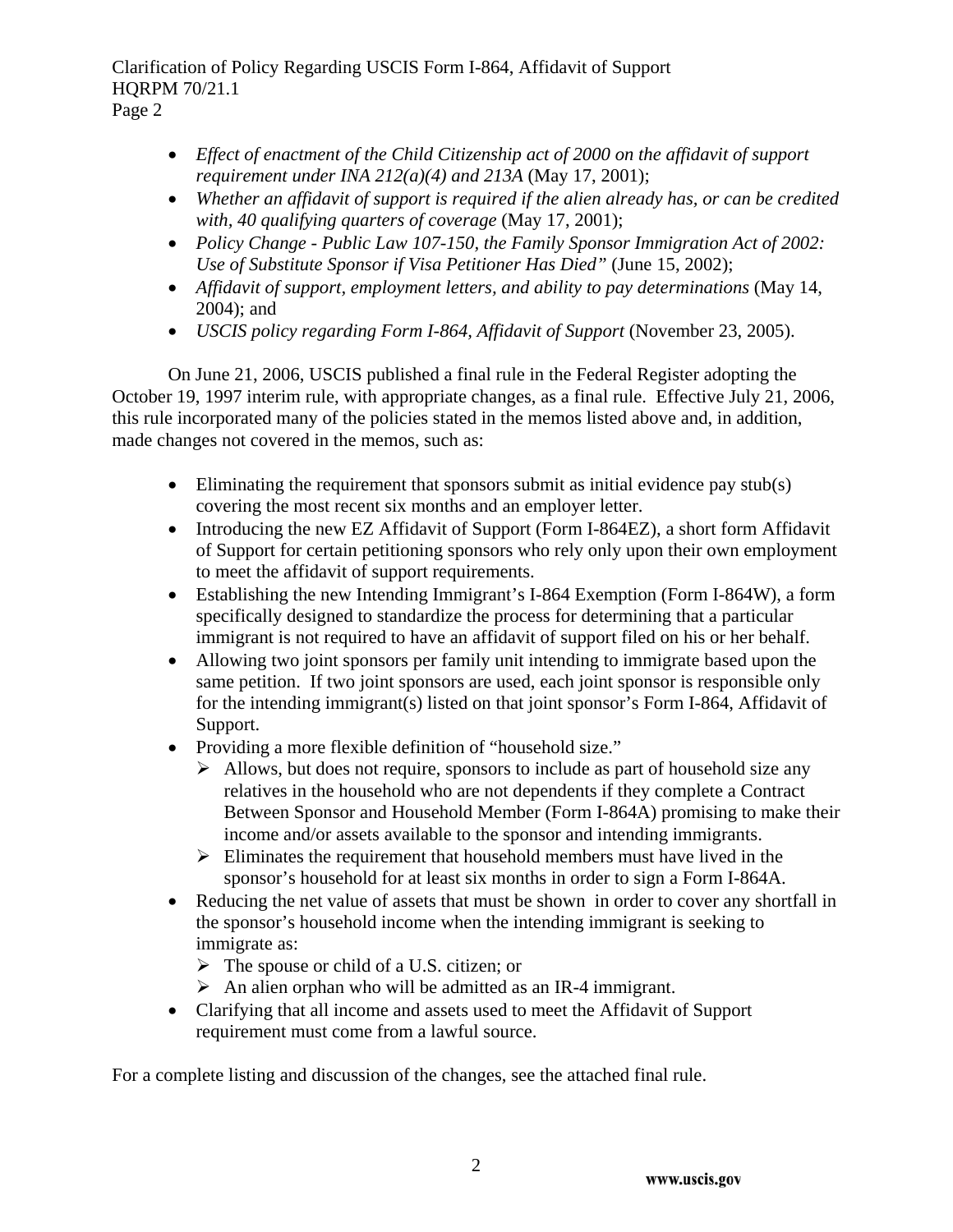- *Effect of enactment of the Child Citizenship act of 2000 on the affidavit of support requirement under INA 212(a)(4) and 213A* (May 17, 2001);
- *Whether an affidavit of support is required if the alien already has, or can be credited with, 40 qualifying quarters of coverage* (May 17, 2001);
- *Policy Change - Public Law 107-150, the Family Sponsor Immigration Act of 2002: Use of Substitute Sponsor if Visa Petitioner Has Died"* (June 15, 2002);
- *Affidavit of support, employment letters, and ability to pay determinations* (May 14, 2004); and
- *USCIS policy regarding Form I-864, Affidavit of Support* (November 23, 2005).

On June 21, 2006, USCIS published a final rule in the Federal Register adopting the October 19, 1997 interim rule, with appropriate changes, as a final rule. Effective July 21, 2006, this rule incorporated many of the policies stated in the memos listed above and, in addition, made changes not covered in the memos, such as:

- Eliminating the requirement that sponsors submit as initial evidence pay stub(s) covering the most recent six months and an employer letter.
- Introducing the new EZ Affidavit of Support (Form I-864EZ), a short form Affidavit of Support for certain petitioning sponsors who rely only upon their own employment to meet the affidavit of support requirements.
- Establishing the new Intending Immigrant's I-864 Exemption (Form I-864W), a form specifically designed to standardize the process for determining that a particular immigrant is not required to have an affidavit of support filed on his or her behalf.
- Allowing two joint sponsors per family unit intending to immigrate based upon the same petition. If two joint sponsors are used, each joint sponsor is responsible only for the intending immigrant(s) listed on that joint sponsor's Form I-864, Affidavit of Support.
- Providing a more flexible definition of "household size."
  - Allows, but does not require, sponsors to include as part of household size any relatives in the household who are not dependents if they complete a Contract Between Sponsor and Household Member (Form I-864A) promising to make their income and/or assets available to the sponsor and intending immigrants.
  - Eliminates the requirement that household members must have lived in the sponsor's household for at least six months in order to sign a Form I-864A.
- Reducing the net value of assets that must be shown in order to cover any shortfall in the sponsor's household income when the intending immigrant is seeking to immigrate as:
  - The spouse or child of a U.S. citizen; or
  - An alien orphan who will be admitted as an IR-4 immigrant.
- Clarifying that all income and assets used to meet the Affidavit of Support requirement must come from a lawful source.

For a complete listing and discussion of the changes, see the attached final rule.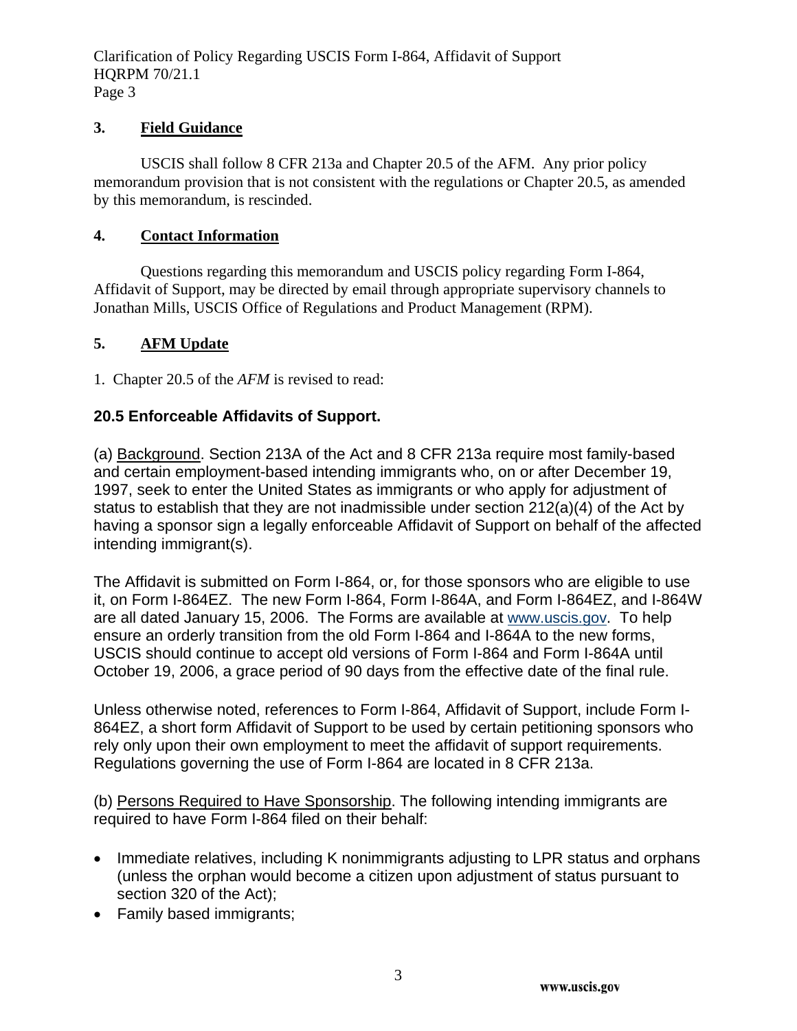### 3. Field Guidance

USCIS shall follow 8 CFR 213a and Chapter 20.5 of the AFM. Any prior policy memorandum provision that is not consistent with the regulations or Chapter 20.5, as amended by this memorandum, is rescinded.

### 4. Contact Information

Questions regarding this memorandum and USCIS policy regarding Form I-864, Affidavit of Support, may be directed by email through appropriate supervisory channels to Jonathan Mills, USCIS Office of Regulations and Product Management (RPM).

### 5. AFM Update

1. Chapter 20.5 of the *AFM* is revised to read:

## 20.5 Enforceable Affidavits of Support.

(a) Background. Section 213A of the Act and 8 CFR 213a require most family-based and certain employment-based intending immigrants who, on or after December 19, 1997, seek to enter the United States as immigrants or who apply for adjustment of status to establish that they are not inadmissible under section 212(a)(4) of the Act by having a sponsor sign a legally enforceable Affidavit of Support on behalf of the affected intending immigrant(s).

The Affidavit is submitted on Form I-864, or, for those sponsors who are eligible to use it, on Form I-864EZ. The new Form I-864, Form I-864A, and Form I-864EZ, and I-864W are all dated January 15, 2006. The Forms are available at www.uscis.gov. To help ensure an orderly transition from the old Form I-864 and I-864A to the new forms, USCIS should continue to accept old versions of Form I-864 and Form I-864A until October 19, 2006, a grace period of 90 days from the effective date of the final rule.

Unless otherwise noted, references to Form I-864, Affidavit of Support, include Form I-864EZ, a short form Affidavit of Support to be used by certain petitioning sponsors who rely only upon their own employment to meet the affidavit of support requirements. Regulations governing the use of Form I-864 are located in 8 CFR 213a.

(b) Persons Required to Have Sponsorship. The following intending immigrants are required to have Form I-864 filed on their behalf:

- Immediate relatives, including K nonimmigrants adjusting to LPR status and orphans (unless the orphan would become a citizen upon adjustment of status pursuant to section 320 of the Act);
- Family based immigrants;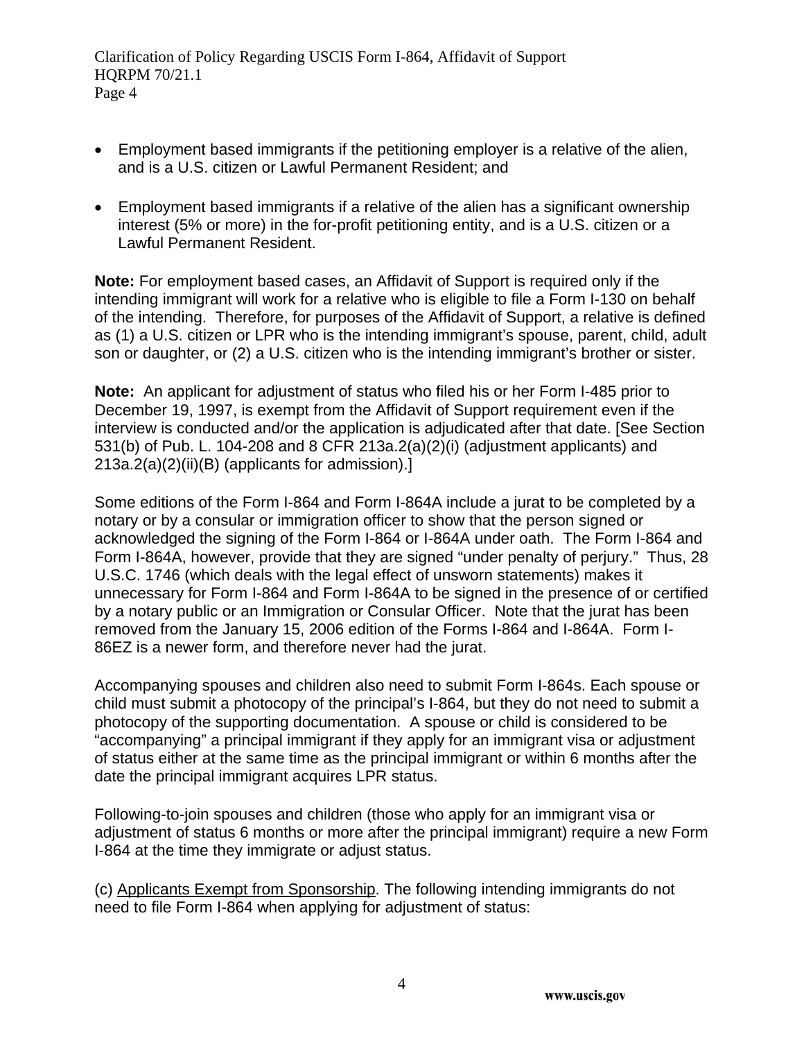- Employment based immigrants if the petitioning employer is a relative of the alien, and is a U.S. citizen or Lawful Permanent Resident; and

- Employment based immigrants if a relative of the alien has a significant ownership interest (5% or more) in the for-profit petitioning entity, and is a U.S. citizen or a Lawful Permanent Resident.

**Note:** For employment based cases, an Affidavit of Support is required only if the intending immigrant will work for a relative who is eligible to file a Form I-130 on behalf of the intending. Therefore, for purposes of the Affidavit of Support, a relative is defined as (1) a U.S. citizen or LPR who is the intending immigrant's spouse, parent, child, adult son or daughter, or (2) a U.S. citizen who is the intending immigrant's brother or sister.

**Note:** An applicant for adjustment of status who filed his or her Form I-485 prior to December 19, 1997, is exempt from the Affidavit of Support requirement even if the interview is conducted and/or the application is adjudicated after that date. [See Section 531(b) of Pub. L. 104-208 and 8 CFR 213a.2(a)(2)(i) (adjustment applicants) and 213a.2(a)(2)(ii)(B) (applicants for admission).]

Some editions of the Form I-864 and Form I-864A include a jurat to be completed by a notary or by a consular or immigration officer to show that the person signed or acknowledged the signing of the Form I-864 or I-864A under oath. The Form I-864 and Form I-864A, however, provide that they are signed "under penalty of perjury." Thus, 28 U.S.C. 1746 (which deals with the legal effect of unsworn statements) makes it unnecessary for Form I-864 and Form I-864A to be signed in the presence of or certified by a notary public or an Immigration or Consular Officer. Note that the jurat has been removed from the January 15, 2006 edition of the Forms I-864 and I-864A. Form I-86EZ is a newer form, and therefore never had the jurat.

Accompanying spouses and children also need to submit Form I-864s. Each spouse or child must submit a photocopy of the principal's I-864, but they do not need to submit a photocopy of the supporting documentation. A spouse or child is considered to be "accompanying" a principal immigrant if they apply for an immigrant visa or adjustment of status either at the same time as the principal immigrant or within 6 months after the date the principal immigrant acquires LPR status.

Following-to-join spouses and children (those who apply for an immigrant visa or adjustment of status 6 months or more after the principal immigrant) require a new Form I-864 at the time they immigrate or adjust status.

(c) Applicants Exempt from Sponsorship. The following intending immigrants do not need to file Form I-864 when applying for adjustment of status: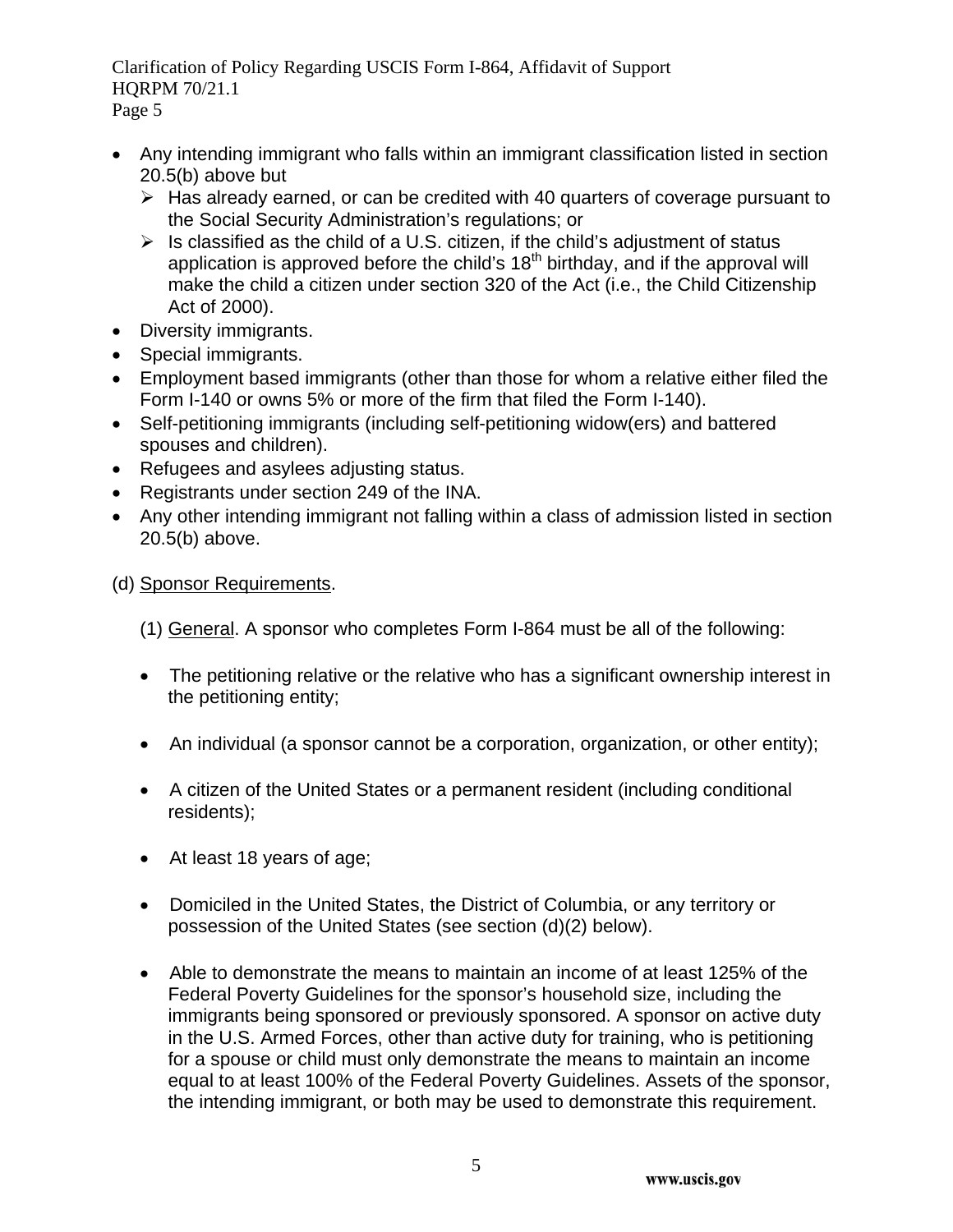- Any intending immigrant who falls within an immigrant classification listed in section 20.5(b) above but
  - Has already earned, or can be credited with 40 quarters of coverage pursuant to the Social Security Administration's regulations; or
  - Is classified as the child of a U.S. citizen, if the child's adjustment of status application is approved before the child's 18th birthday, and if the approval will make the child a citizen under section 320 of the Act (i.e., the Child Citizenship Act of 2000).
- Diversity immigrants.
- Special immigrants.
- Employment based immigrants (other than those for whom a relative either filed the Form I-140 or owns 5% or more of the firm that filed the Form I-140).
- Self-petitioning immigrants (including self-petitioning widow(ers) and battered spouses and children).
- Refugees and asylees adjusting status.
- Registrants under section 249 of the INA.
- Any other intending immigrant not falling within a class of admission listed in section 20.5(b) above.

(d) Sponsor Requirements.

(1) General. A sponsor who completes Form I-864 must be all of the following:

- The petitioning relative or the relative who has a significant ownership interest in the petitioning entity;
- An individual (a sponsor cannot be a corporation, organization, or other entity);
- A citizen of the United States or a permanent resident (including conditional residents);
- At least 18 years of age;
- Domiciled in the United States, the District of Columbia, or any territory or possession of the United States (see section (d)(2) below).
- Able to demonstrate the means to maintain an income of at least 125% of the Federal Poverty Guidelines for the sponsor's household size, including the immigrants being sponsored or previously sponsored. A sponsor on active duty in the U.S. Armed Forces, other than active duty for training, who is petitioning for a spouse or child must only demonstrate the means to maintain an income equal to at least 100% of the Federal Poverty Guidelines. Assets of the sponsor, the intending immigrant, or both may be used to demonstrate this requirement.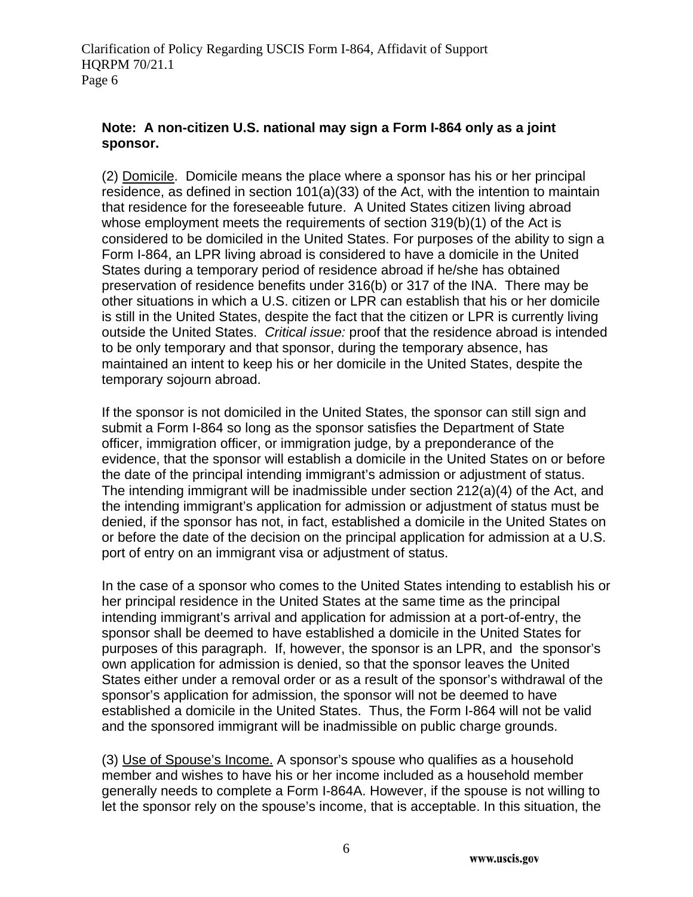**Note: A non-citizen U.S. national may sign a Form I-864 only as a joint sponsor.**

(2) Domicile. Domicile means the place where a sponsor has his or her principal residence, as defined in section 101(a)(33) of the Act, with the intention to maintain that residence for the foreseeable future. A United States citizen living abroad whose employment meets the requirements of section 319(b)(1) of the Act is considered to be domiciled in the United States. For purposes of the ability to sign a Form I-864, an LPR living abroad is considered to have a domicile in the United States during a temporary period of residence abroad if he/she has obtained preservation of residence benefits under 316(b) or 317 of the INA. There may be other situations in which a U.S. citizen or LPR can establish that his or her domicile is still in the United States, despite the fact that the citizen or LPR is currently living outside the United States. *Critical issue:* proof that the residence abroad is intended to be only temporary and that sponsor, during the temporary absence, has maintained an intent to keep his or her domicile in the United States, despite the temporary sojourn abroad.

If the sponsor is not domiciled in the United States, the sponsor can still sign and submit a Form I-864 so long as the sponsor satisfies the Department of State officer, immigration officer, or immigration judge, by a preponderance of the evidence, that the sponsor will establish a domicile in the United States on or before the date of the principal intending immigrant's admission or adjustment of status. The intending immigrant will be inadmissible under section 212(a)(4) of the Act, and the intending immigrant's application for admission or adjustment of status must be denied, if the sponsor has not, in fact, established a domicile in the United States on or before the date of the decision on the principal application for admission at a U.S. port of entry on an immigrant visa or adjustment of status.

In the case of a sponsor who comes to the United States intending to establish his or her principal residence in the United States at the same time as the principal intending immigrant's arrival and application for admission at a port-of-entry, the sponsor shall be deemed to have established a domicile in the United States for purposes of this paragraph. If, however, the sponsor is an LPR, and the sponsor's own application for admission is denied, so that the sponsor leaves the United States either under a removal order or as a result of the sponsor's withdrawal of the sponsor's application for admission, the sponsor will not be deemed to have established a domicile in the United States. Thus, the Form I-864 will not be valid and the sponsored immigrant will be inadmissible on public charge grounds.

(3) Use of Spouse's Income. A sponsor's spouse who qualifies as a household member and wishes to have his or her income included as a household member generally needs to complete a Form I-864A. However, if the spouse is not willing to let the sponsor rely on the spouse's income, that is acceptable. In this situation, the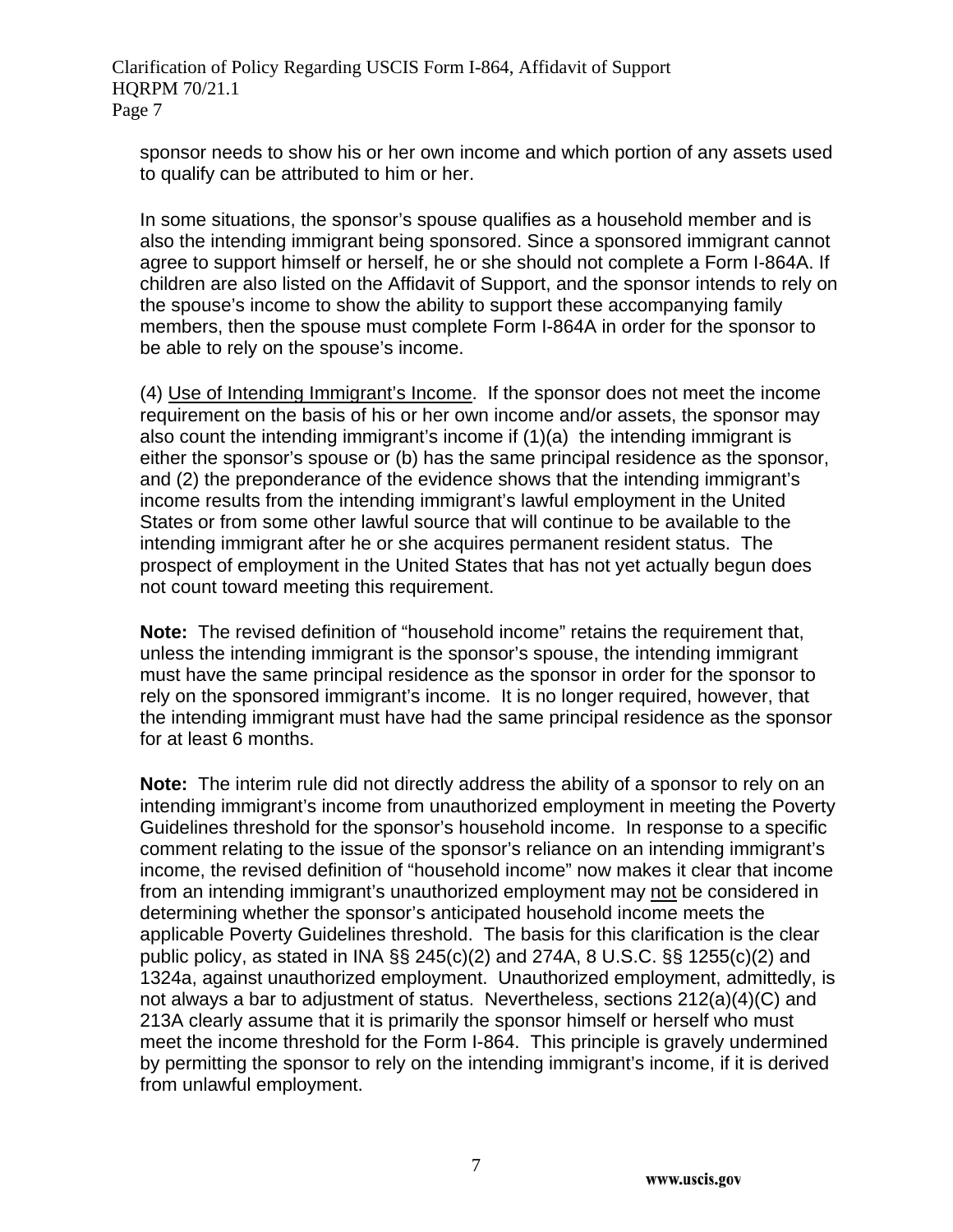sponsor needs to show his or her own income and which portion of any assets used to qualify can be attributed to him or her.

In some situations, the sponsor's spouse qualifies as a household member and is also the intending immigrant being sponsored. Since a sponsored immigrant cannot agree to support himself or herself, he or she should not complete a Form I-864A. If children are also listed on the Affidavit of Support, and the sponsor intends to rely on the spouse's income to show the ability to support these accompanying family members, then the spouse must complete Form I-864A in order for the sponsor to be able to rely on the spouse's income.

(4) <u>Use of Intending Immigrant's Income</u>. If the sponsor does not meet the income requirement on the basis of his or her own income and/or assets, the sponsor may also count the intending immigrant's income if (1)(a) the intending immigrant is either the sponsor's spouse or (b) has the same principal residence as the sponsor, and (2) the preponderance of the evidence shows that the intending immigrant's income results from the intending immigrant's lawful employment in the United States or from some other lawful source that will continue to be available to the intending immigrant after he or she acquires permanent resident status. The prospect of employment in the United States that has not yet actually begun does not count toward meeting this requirement.

**Note:** The revised definition of "household income" retains the requirement that, unless the intending immigrant is the sponsor's spouse, the intending immigrant must have the same principal residence as the sponsor in order for the sponsor to rely on the sponsored immigrant's income. It is no longer required, however, that the intending immigrant must have had the same principal residence as the sponsor for at least 6 months.

**Note:** The interim rule did not directly address the ability of a sponsor to rely on an intending immigrant's income from unauthorized employment in meeting the Poverty Guidelines threshold for the sponsor's household income. In response to a specific comment relating to the issue of the sponsor's reliance on an intending immigrant's income, the revised definition of "household income" now makes it clear that income from an intending immigrant's unauthorized employment may <u>not</u> be considered in determining whether the sponsor's anticipated household income meets the applicable Poverty Guidelines threshold. The basis for this clarification is the clear public policy, as stated in INA §§ 245(c)(2) and 274A, 8 U.S.C. §§ 1255(c)(2) and 1324a, against unauthorized employment. Unauthorized employment, admittedly, is not always a bar to adjustment of status. Nevertheless, sections 212(a)(4)(C) and 213A clearly assume that it is primarily the sponsor himself or herself who must meet the income threshold for the Form I-864. This principle is gravely undermined by permitting the sponsor to rely on the intending immigrant's income, if it is derived from unlawful employment.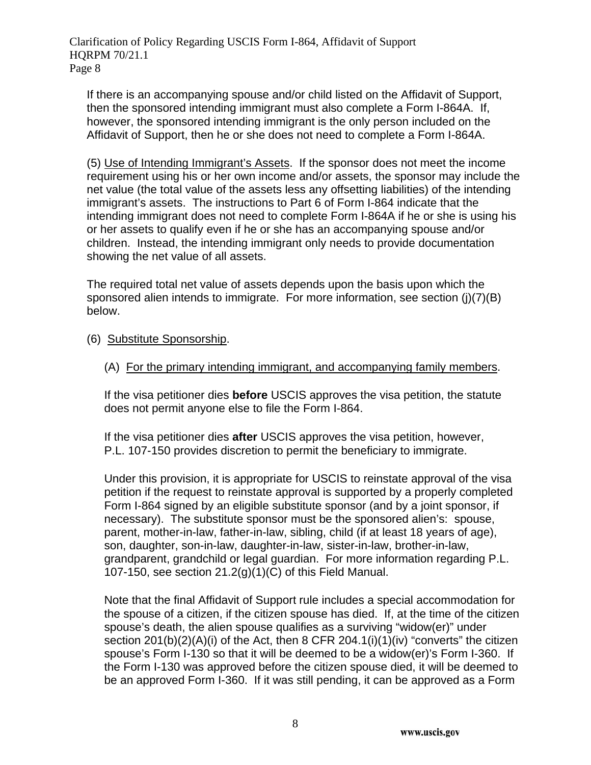If there is an accompanying spouse and/or child listed on the Affidavit of Support, then the sponsored intending immigrant must also complete a Form I-864A. If, however, the sponsored intending immigrant is the only person included on the Affidavit of Support, then he or she does not need to complete a Form I-864A.

(5) Use of Intending Immigrant's Assets. If the sponsor does not meet the income requirement using his or her own income and/or assets, the sponsor may include the net value (the total value of the assets less any offsetting liabilities) of the intending immigrant's assets. The instructions to Part 6 of Form I-864 indicate that the intending immigrant does not need to complete Form I-864A if he or she is using his or her assets to qualify even if he or she has an accompanying spouse and/or children. Instead, the intending immigrant only needs to provide documentation showing the net value of all assets.

The required total net value of assets depends upon the basis upon which the sponsored alien intends to immigrate. For more information, see section (j)(7)(B) below.

(6) Substitute Sponsorship.

(A) For the primary intending immigrant, and accompanying family members.

If the visa petitioner dies **before** USCIS approves the visa petition, the statute does not permit anyone else to file the Form I-864.

If the visa petitioner dies **after** USCIS approves the visa petition, however, P.L. 107-150 provides discretion to permit the beneficiary to immigrate.

Under this provision, it is appropriate for USCIS to reinstate approval of the visa petition if the request to reinstate approval is supported by a properly completed Form I-864 signed by an eligible substitute sponsor (and by a joint sponsor, if necessary). The substitute sponsor must be the sponsored alien's: spouse, parent, mother-in-law, father-in-law, sibling, child (if at least 18 years of age), son, daughter, son-in-law, daughter-in-law, sister-in-law, brother-in-law, grandparent, grandchild or legal guardian. For more information regarding P.L. 107-150, see section 21.2(g)(1)(C) of this Field Manual.

Note that the final Affidavit of Support rule includes a special accommodation for the spouse of a citizen, if the citizen spouse has died. If, at the time of the citizen spouse's death, the alien spouse qualifies as a surviving "widow(er)" under section 201(b)(2)(A)(i) of the Act, then 8 CFR 204.1(i)(1)(iv) "converts" the citizen spouse's Form I-130 so that it will be deemed to be a widow(er)'s Form I-360. If the Form I-130 was approved before the citizen spouse died, it will be deemed to be an approved Form I-360. If it was still pending, it can be approved as a Form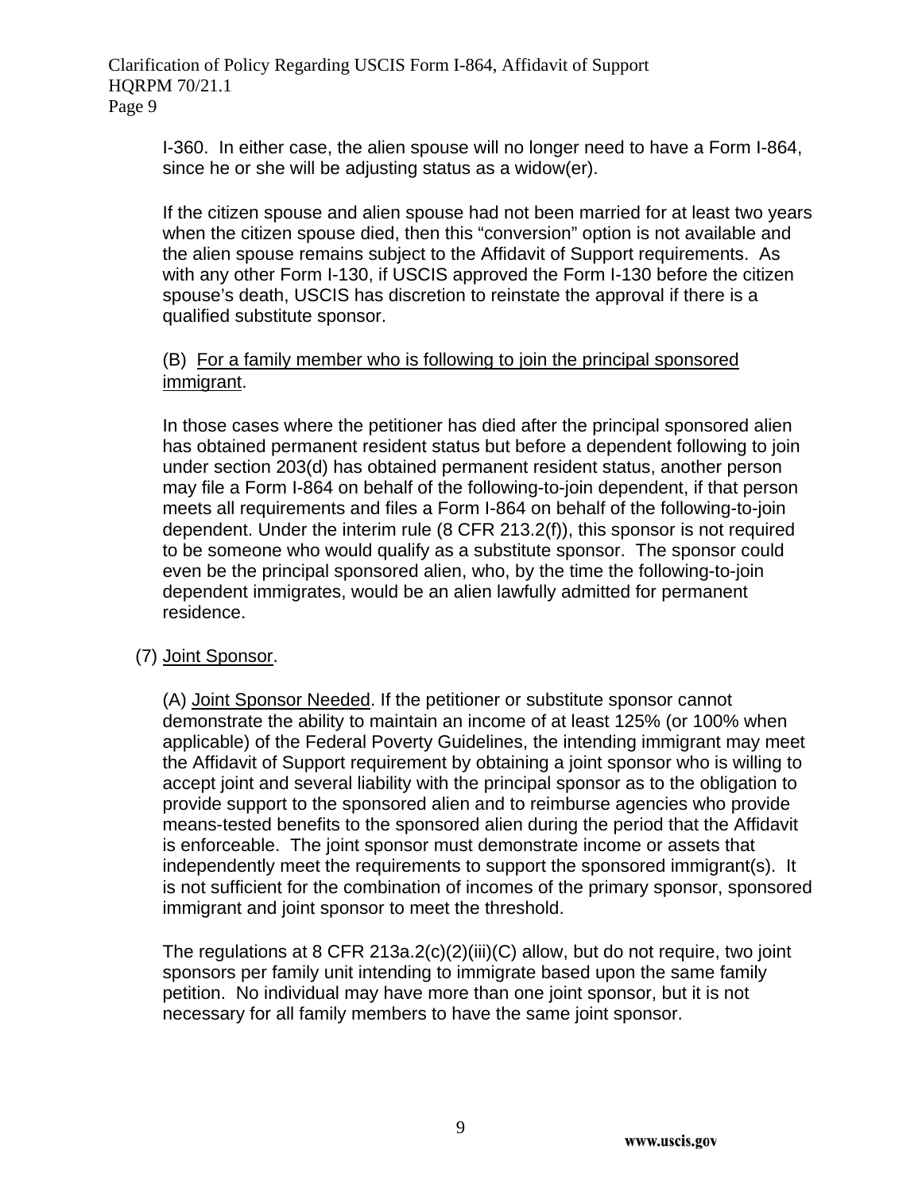I-360. In either case, the alien spouse will no longer need to have a Form I-864, since he or she will be adjusting status as a widow(er).

If the citizen spouse and alien spouse had not been married for at least two years when the citizen spouse died, then this "conversion" option is not available and the alien spouse remains subject to the Affidavit of Support requirements. As with any other Form I-130, if USCIS approved the Form I-130 before the citizen spouse's death, USCIS has discretion to reinstate the approval if there is a qualified substitute sponsor.

(B) For a family member who is following to join the principal sponsored immigrant.

In those cases where the petitioner has died after the principal sponsored alien has obtained permanent resident status but before a dependent following to join under section 203(d) has obtained permanent resident status, another person may file a Form I-864 on behalf of the following-to-join dependent, if that person meets all requirements and files a Form I-864 on behalf of the following-to-join dependent. Under the interim rule (8 CFR 213.2(f)), this sponsor is not required to be someone who would qualify as a substitute sponsor. The sponsor could even be the principal sponsored alien, who, by the time the following-to-join dependent immigrates, would be an alien lawfully admitted for permanent residence.

(7) Joint Sponsor.

(A) Joint Sponsor Needed. If the petitioner or substitute sponsor cannot demonstrate the ability to maintain an income of at least 125% (or 100% when applicable) of the Federal Poverty Guidelines, the intending immigrant may meet the Affidavit of Support requirement by obtaining a joint sponsor who is willing to accept joint and several liability with the principal sponsor as to the obligation to provide support to the sponsored alien and to reimburse agencies who provide means-tested benefits to the sponsored alien during the period that the Affidavit is enforceable. The joint sponsor must demonstrate income or assets that independently meet the requirements to support the sponsored immigrant(s). It is not sufficient for the combination of incomes of the primary sponsor, sponsored immigrant and joint sponsor to meet the threshold.

The regulations at 8 CFR 213a.2(c)(2)(iii)(C) allow, but do not require, two joint sponsors per family unit intending to immigrate based upon the same family petition. No individual may have more than one joint sponsor, but it is not necessary for all family members to have the same joint sponsor.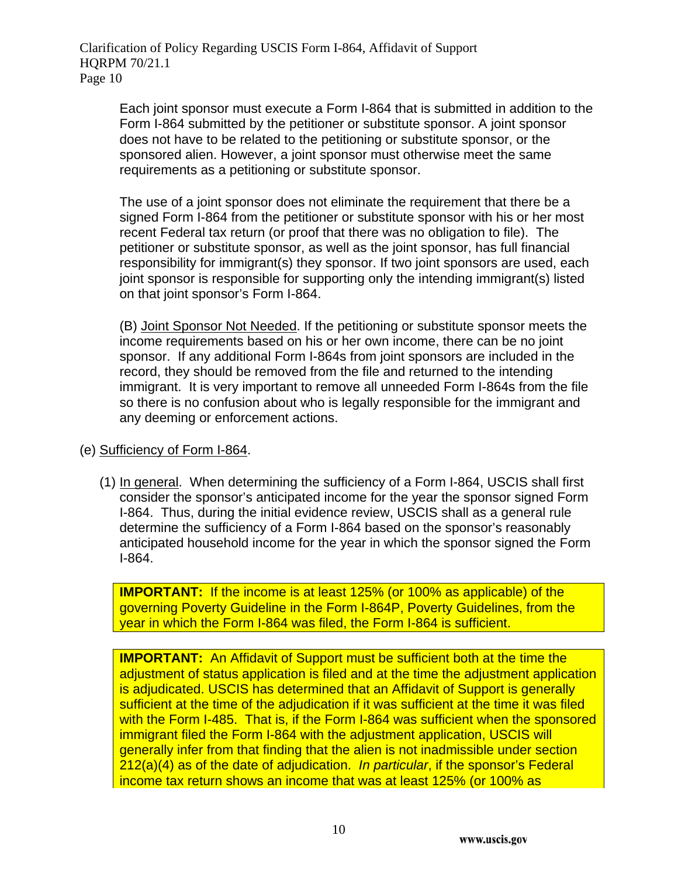Each joint sponsor must execute a Form I-864 that is submitted in addition to the Form I-864 submitted by the petitioner or substitute sponsor. A joint sponsor does not have to be related to the petitioning or substitute sponsor, or the sponsored alien. However, a joint sponsor must otherwise meet the same requirements as a petitioning or substitute sponsor.

The use of a joint sponsor does not eliminate the requirement that there be a signed Form I-864 from the petitioner or substitute sponsor with his or her most recent Federal tax return (or proof that there was no obligation to file). The petitioner or substitute sponsor, as well as the joint sponsor, has full financial responsibility for immigrant(s) they sponsor. If two joint sponsors are used, each joint sponsor is responsible for supporting only the intending immigrant(s) listed on that joint sponsor's Form I-864.

(B) Joint Sponsor Not Needed. If the petitioning or substitute sponsor meets the income requirements based on his or her own income, there can be no joint sponsor. If any additional Form I-864s from joint sponsors are included in the record, they should be removed from the file and returned to the intending immigrant. It is very important to remove all unneeded Form I-864s from the file so there is no confusion about who is legally responsible for the immigrant and any deeming or enforcement actions.

(e) Sufficiency of Form I-864.

(1) In general. When determining the sufficiency of a Form I-864, USCIS shall first consider the sponsor's anticipated income for the year the sponsor signed Form I-864. Thus, during the initial evidence review, USCIS shall as a general rule determine the sufficiency of a Form I-864 based on the sponsor's reasonably anticipated household income for the year in which the sponsor signed the Form I-864.

**IMPORTANT:** If the income is at least 125% (or 100% as applicable) of the governing Poverty Guideline in the Form I-864P, Poverty Guidelines, from the year in which the Form I-864 was filed, the Form I-864 is sufficient.

**IMPORTANT:** An Affidavit of Support must be sufficient both at the time the adjustment of status application is filed and at the time the adjustment application is adjudicated. USCIS has determined that an Affidavit of Support is generally sufficient at the time of the adjudication if it was sufficient at the time it was filed with the Form I-485. That is, if the Form I-864 was sufficient when the sponsored immigrant filed the Form I-864 with the adjustment application, USCIS will generally infer from that finding that the alien is not inadmissible under section 212(a)(4) as of the date of adjudication. *In particular*, if the sponsor's Federal income tax return shows an income that was at least 125% (or 100% as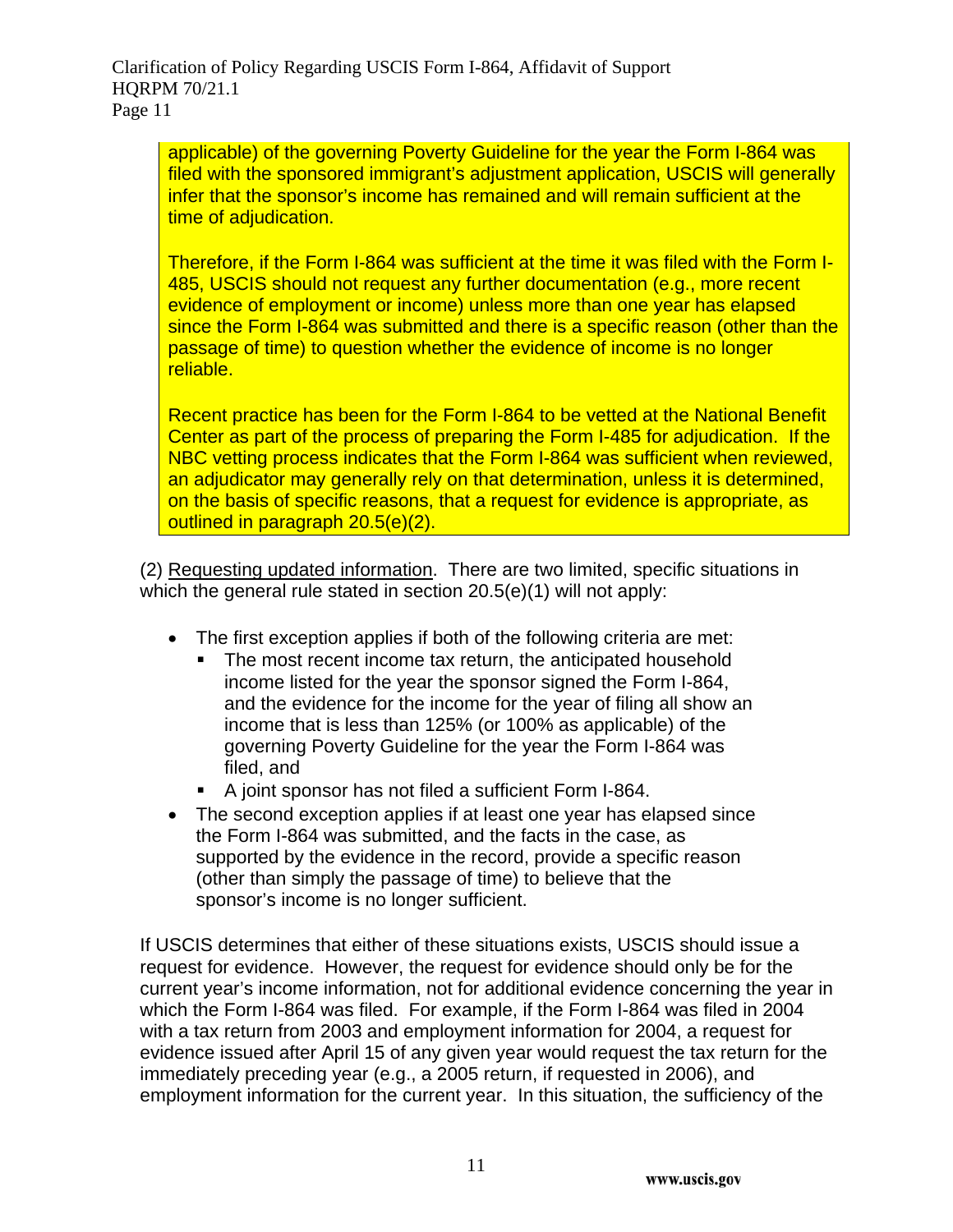applicable) of the governing Poverty Guideline for the year the Form I-864 was filed with the sponsored immigrant's adjustment application, USCIS will generally infer that the sponsor's income has remained and will remain sufficient at the time of adjudication.

Therefore, if the Form I-864 was sufficient at the time it was filed with the Form I-485, USCIS should not request any further documentation (e.g., more recent evidence of employment or income) unless more than one year has elapsed since the Form I-864 was submitted and there is a specific reason (other than the passage of time) to question whether the evidence of income is no longer reliable.

Recent practice has been for the Form I-864 to be vetted at the National Benefit Center as part of the process of preparing the Form I-485 for adjudication. If the NBC vetting process indicates that the Form I-864 was sufficient when reviewed, an adjudicator may generally rely on that determination, unless it is determined, on the basis of specific reasons, that a request for evidence is appropriate, as outlined in paragraph 20.5(e)(2).

(2) Requesting updated information. There are two limited, specific situations in which the general rule stated in section 20.5(e)(1) will not apply:

- The first exception applies if both of the following criteria are met:
  - The most recent income tax return, the anticipated household income listed for the year the sponsor signed the Form I-864, and the evidence for the income for the year of filing all show an income that is less than 125% (or 100% as applicable) of the governing Poverty Guideline for the year the Form I-864 was filed, and
  - A joint sponsor has not filed a sufficient Form I-864.
- The second exception applies if at least one year has elapsed since the Form I-864 was submitted, and the facts in the case, as supported by the evidence in the record, provide a specific reason (other than simply the passage of time) to believe that the sponsor's income is no longer sufficient.

If USCIS determines that either of these situations exists, USCIS should issue a request for evidence. However, the request for evidence should only be for the current year's income information, not for additional evidence concerning the year in which the Form I-864 was filed. For example, if the Form I-864 was filed in 2004 with a tax return from 2003 and employment information for 2004, a request for evidence issued after April 15 of any given year would request the tax return for the immediately preceding year (e.g., a 2005 return, if requested in 2006), and employment information for the current year. In this situation, the sufficiency of the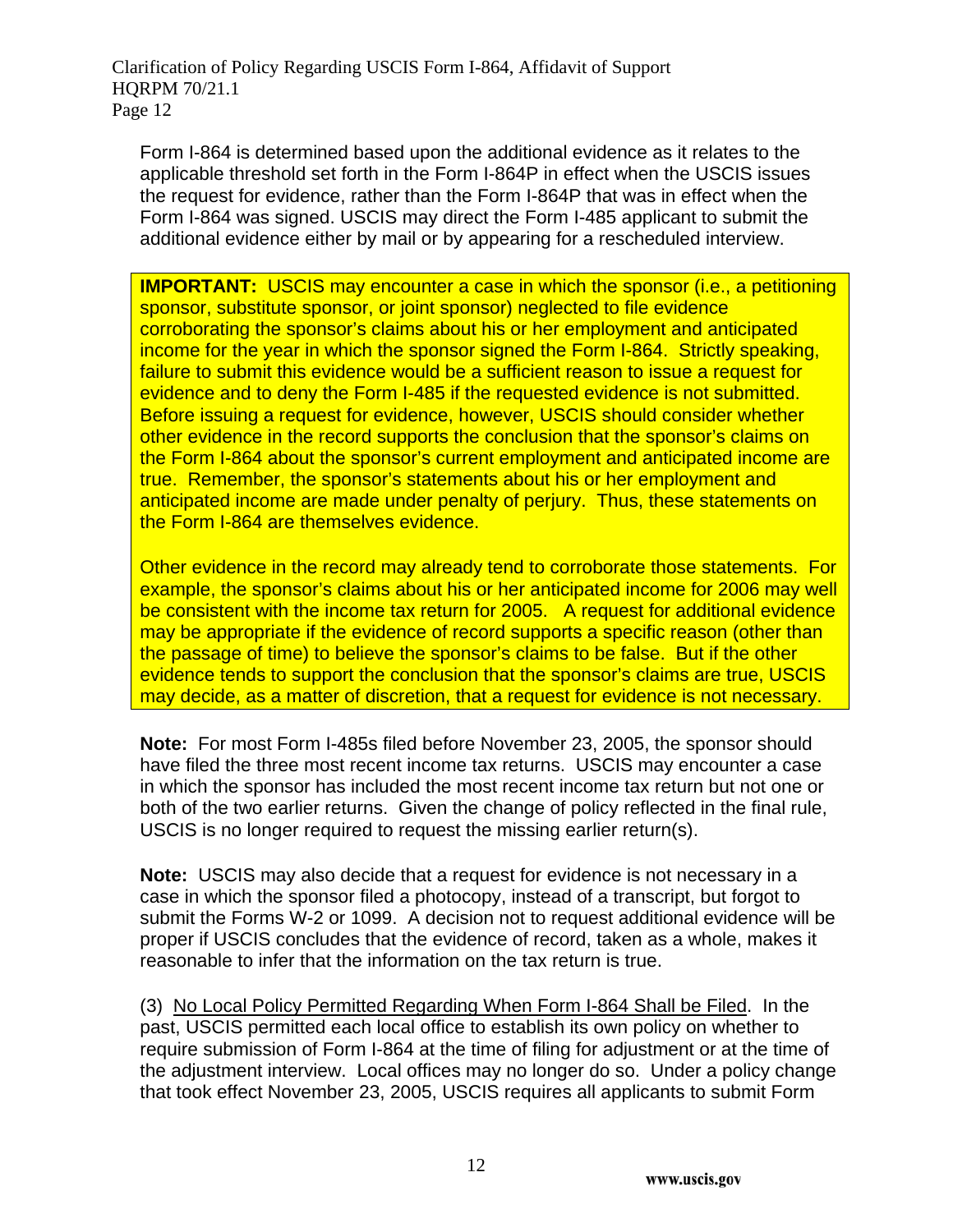Form I-864 is determined based upon the additional evidence as it relates to the applicable threshold set forth in the Form I-864P in effect when the USCIS issues the request for evidence, rather than the Form I-864P that was in effect when the Form I-864 was signed. USCIS may direct the Form I-485 applicant to submit the additional evidence either by mail or by appearing for a rescheduled interview.

> **IMPORTANT:** USCIS may encounter a case in which the sponsor (i.e., a petitioning sponsor, substitute sponsor, or joint sponsor) neglected to file evidence corroborating the sponsor's claims about his or her employment and anticipated income for the year in which the sponsor signed the Form I-864. Strictly speaking, failure to submit this evidence would be a sufficient reason to issue a request for evidence and to deny the Form I-485 if the requested evidence is not submitted. Before issuing a request for evidence, however, USCIS should consider whether other evidence in the record supports the conclusion that the sponsor's claims on the Form I-864 about the sponsor's current employment and anticipated income are true. Remember, the sponsor's statements about his or her employment and anticipated income are made under penalty of perjury. Thus, these statements on the Form I-864 are themselves evidence.
>
> Other evidence in the record may already tend to corroborate those statements. For example, the sponsor's claims about his or her anticipated income for 2006 may well be consistent with the income tax return for 2005. A request for additional evidence may be appropriate if the evidence of record supports a specific reason (other than the passage of time) to believe the sponsor's claims to be false. But if the other evidence tends to support the conclusion that the sponsor's claims are true, USCIS may decide, as a matter of discretion, that a request for evidence is not necessary.

**Note:** For most Form I-485s filed before November 23, 2005, the sponsor should have filed the three most recent income tax returns. USCIS may encounter a case in which the sponsor has included the most recent income tax return but not one or both of the two earlier returns. Given the change of policy reflected in the final rule, USCIS is no longer required to request the missing earlier return(s).

**Note:** USCIS may also decide that a request for evidence is not necessary in a case in which the sponsor filed a photocopy, instead of a transcript, but forgot to submit the Forms W-2 or 1099. A decision not to request additional evidence will be proper if USCIS concludes that the evidence of record, taken as a whole, makes it reasonable to infer that the information on the tax return is true.

(3) <u>No Local Policy Permitted Regarding When Form I-864 Shall be Filed</u>. In the past, USCIS permitted each local office to establish its own policy on whether to require submission of Form I-864 at the time of filing for adjustment or at the time of the adjustment interview. Local offices may no longer do so. Under a policy change that took effect November 23, 2005, USCIS requires all applicants to submit Form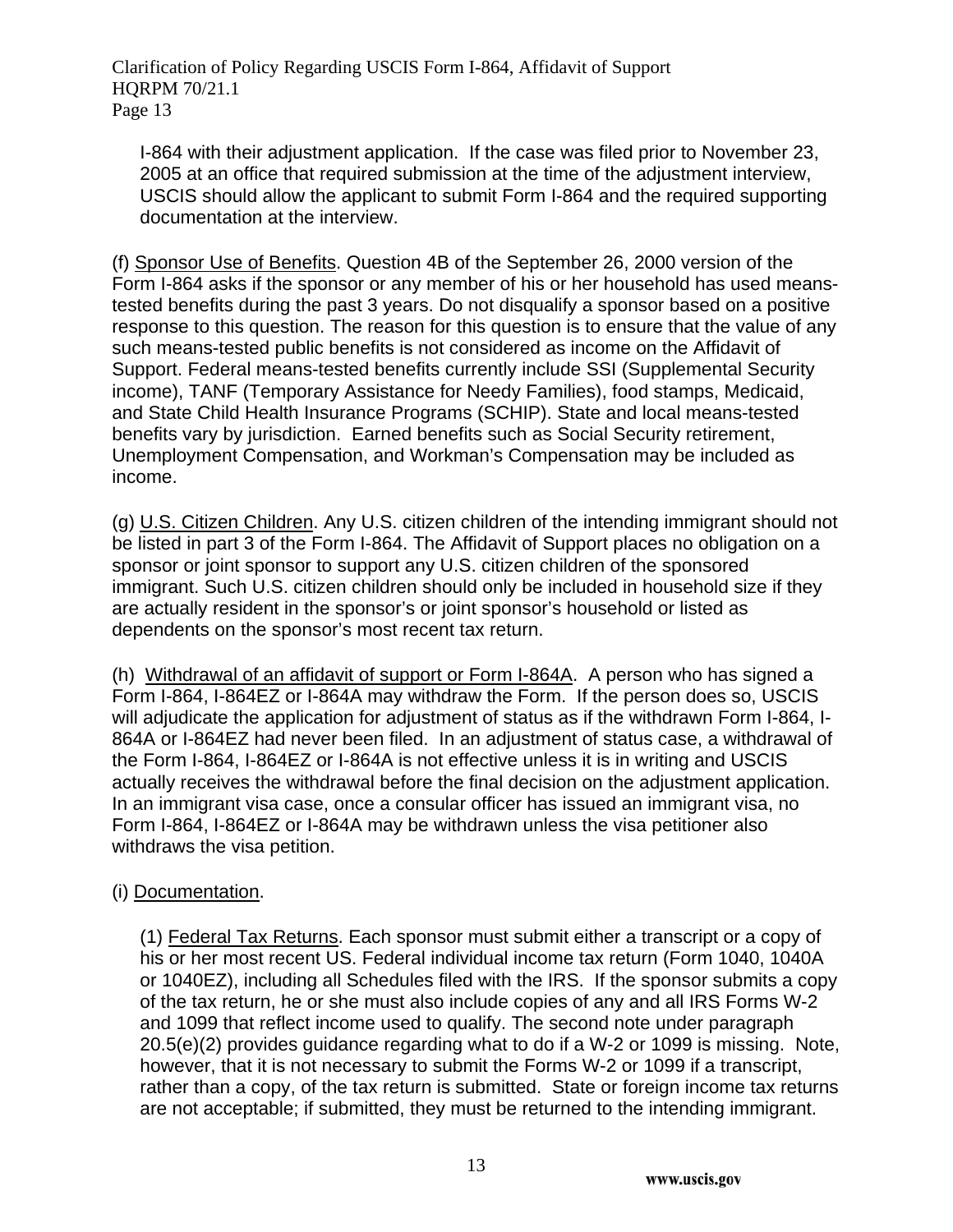I-864 with their adjustment application. If the case was filed prior to November 23, 2005 at an office that required submission at the time of the adjustment interview, USCIS should allow the applicant to submit Form I-864 and the required supporting documentation at the interview.

(f) Sponsor Use of Benefits. Question 4B of the September 26, 2000 version of the Form I-864 asks if the sponsor or any member of his or her household has used means-tested benefits during the past 3 years. Do not disqualify a sponsor based on a positive response to this question. The reason for this question is to ensure that the value of any such means-tested public benefits is not considered as income on the Affidavit of Support. Federal means-tested benefits currently include SSI (Supplemental Security income), TANF (Temporary Assistance for Needy Families), food stamps, Medicaid, and State Child Health Insurance Programs (SCHIP). State and local means-tested benefits vary by jurisdiction. Earned benefits such as Social Security retirement, Unemployment Compensation, and Workman's Compensation may be included as income.

(g) U.S. Citizen Children. Any U.S. citizen children of the intending immigrant should not be listed in part 3 of the Form I-864. The Affidavit of Support places no obligation on a sponsor or joint sponsor to support any U.S. citizen children of the sponsored immigrant. Such U.S. citizen children should only be included in household size if they are actually resident in the sponsor's or joint sponsor's household or listed as dependents on the sponsor's most recent tax return.

(h) Withdrawal of an affidavit of support or Form I-864A. A person who has signed a Form I-864, I-864EZ or I-864A may withdraw the Form. If the person does so, USCIS will adjudicate the application for adjustment of status as if the withdrawn Form I-864, I-864A or I-864EZ had never been filed. In an adjustment of status case, a withdrawal of the Form I-864, I-864EZ or I-864A is not effective unless it is in writing and USCIS actually receives the withdrawal before the final decision on the adjustment application. In an immigrant visa case, once a consular officer has issued an immigrant visa, no Form I-864, I-864EZ or I-864A may be withdrawn unless the visa petitioner also withdraws the visa petition.

(i) Documentation.

(1) Federal Tax Returns. Each sponsor must submit either a transcript or a copy of his or her most recent US. Federal individual income tax return (Form 1040, 1040A or 1040EZ), including all Schedules filed with the IRS. If the sponsor submits a copy of the tax return, he or she must also include copies of any and all IRS Forms W-2 and 1099 that reflect income used to qualify. The second note under paragraph 20.5(e)(2) provides guidance regarding what to do if a W-2 or 1099 is missing. Note, however, that it is not necessary to submit the Forms W-2 or 1099 if a transcript, rather than a copy, of the tax return is submitted. State or foreign income tax returns are not acceptable; if submitted, they must be returned to the intending immigrant.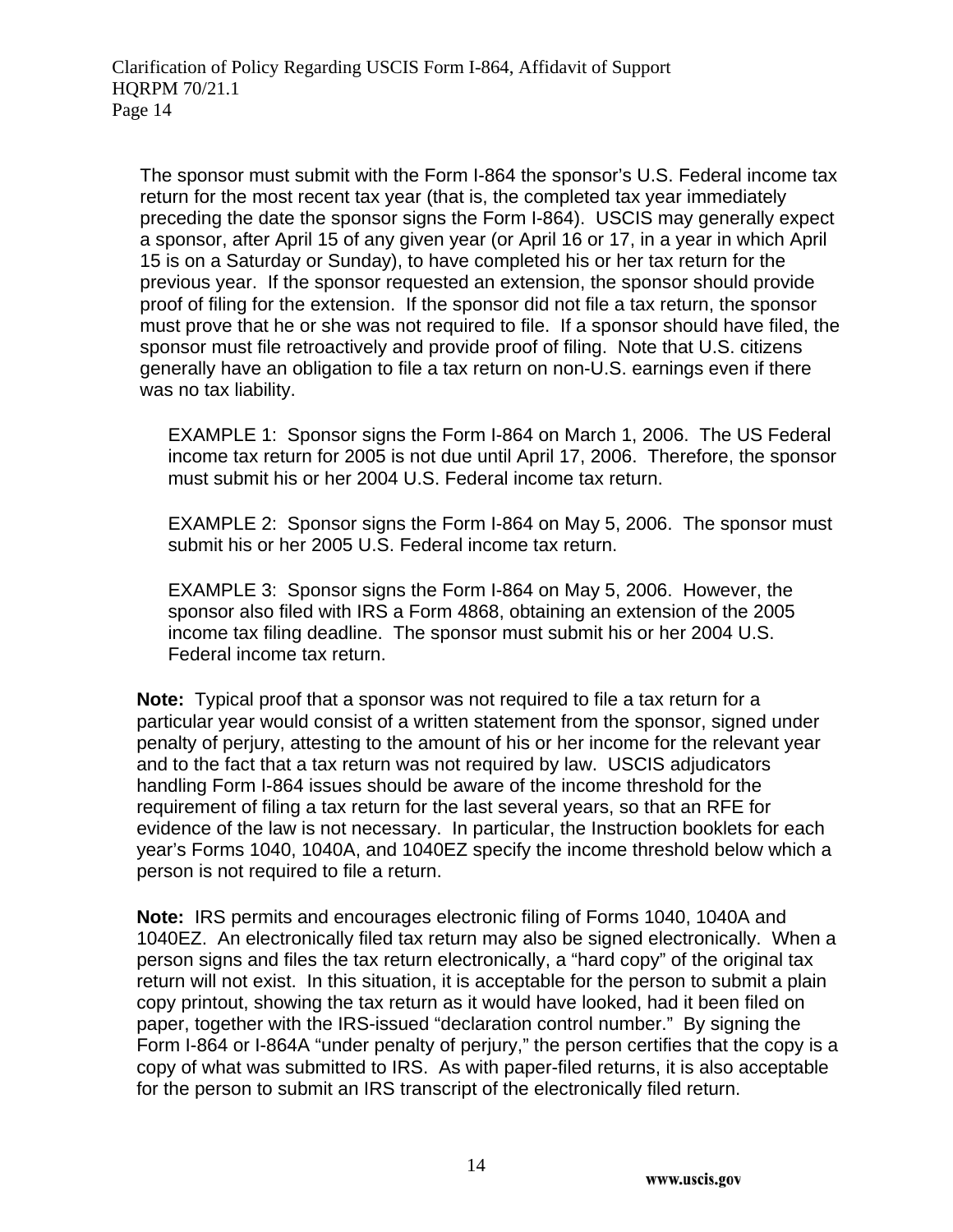The sponsor must submit with the Form I-864 the sponsor's U.S. Federal income tax return for the most recent tax year (that is, the completed tax year immediately preceding the date the sponsor signs the Form I-864). USCIS may generally expect a sponsor, after April 15 of any given year (or April 16 or 17, in a year in which April 15 is on a Saturday or Sunday), to have completed his or her tax return for the previous year. If the sponsor requested an extension, the sponsor should provide proof of filing for the extension. If the sponsor did not file a tax return, the sponsor must prove that he or she was not required to file. If a sponsor should have filed, the sponsor must file retroactively and provide proof of filing. Note that U.S. citizens generally have an obligation to file a tax return on non-U.S. earnings even if there was no tax liability.

> EXAMPLE 1: Sponsor signs the Form I-864 on March 1, 2006. The US Federal income tax return for 2005 is not due until April 17, 2006. Therefore, the sponsor must submit his or her 2004 U.S. Federal income tax return.
>
> EXAMPLE 2: Sponsor signs the Form I-864 on May 5, 2006. The sponsor must submit his or her 2005 U.S. Federal income tax return.
>
> EXAMPLE 3: Sponsor signs the Form I-864 on May 5, 2006. However, the sponsor also filed with IRS a Form 4868, obtaining an extension of the 2005 income tax filing deadline. The sponsor must submit his or her 2004 U.S. Federal income tax return.

**Note:** Typical proof that a sponsor was not required to file a tax return for a particular year would consist of a written statement from the sponsor, signed under penalty of perjury, attesting to the amount of his or her income for the relevant year and to the fact that a tax return was not required by law. USCIS adjudicators handling Form I-864 issues should be aware of the income threshold for the requirement of filing a tax return for the last several years, so that an RFE for evidence of the law is not necessary. In particular, the Instruction booklets for each year's Forms 1040, 1040A, and 1040EZ specify the income threshold below which a person is not required to file a return.

**Note:** IRS permits and encourages electronic filing of Forms 1040, 1040A and 1040EZ. An electronically filed tax return may also be signed electronically. When a person signs and files the tax return electronically, a "hard copy" of the original tax return will not exist. In this situation, it is acceptable for the person to submit a plain copy printout, showing the tax return as it would have looked, had it been filed on paper, together with the IRS-issued "declaration control number." By signing the Form I-864 or I-864A "under penalty of perjury," the person certifies that the copy is a copy of what was submitted to IRS. As with paper-filed returns, it is also acceptable for the person to submit an IRS transcript of the electronically filed return.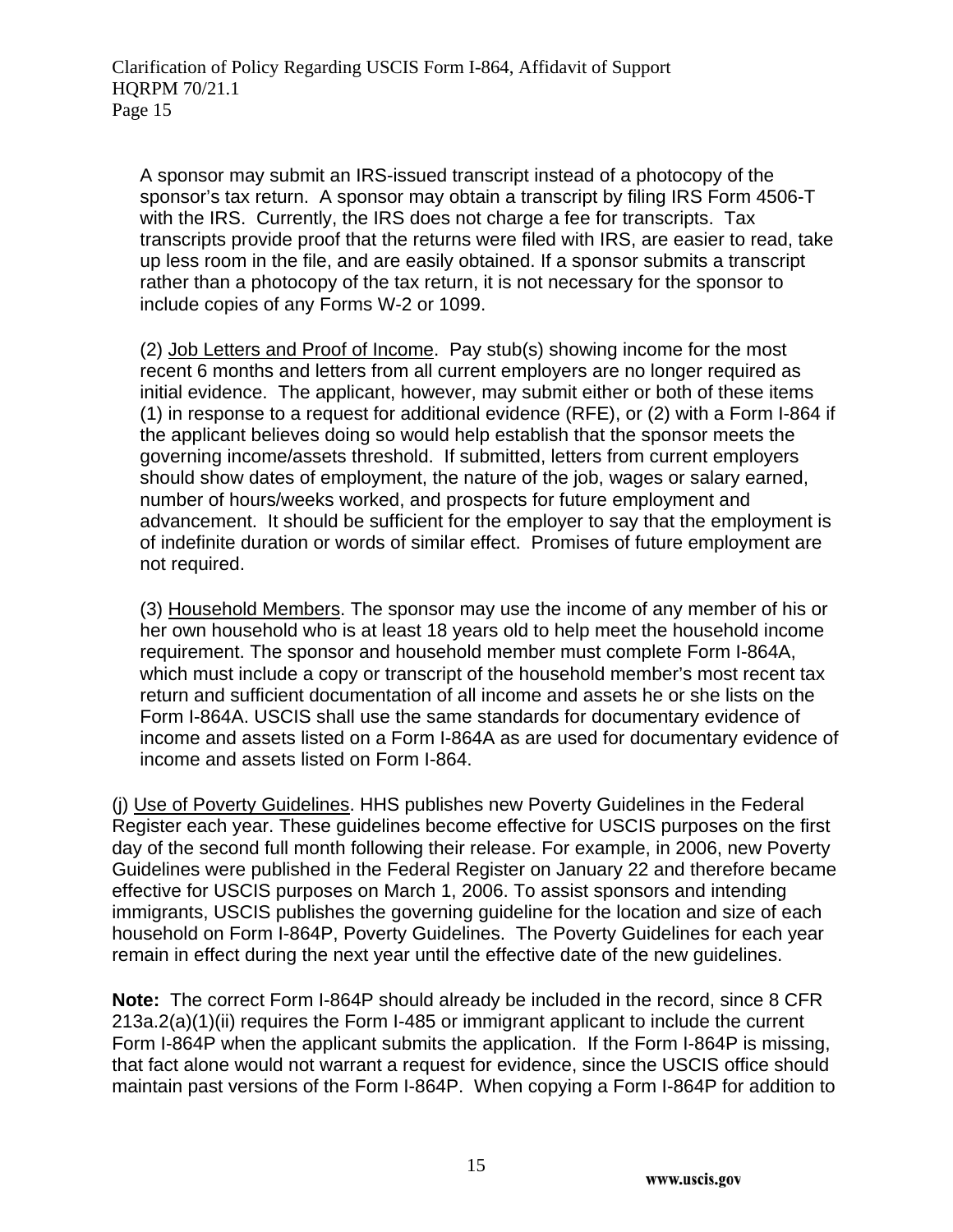A sponsor may submit an IRS-issued transcript instead of a photocopy of the sponsor's tax return. A sponsor may obtain a transcript by filing IRS Form 4506-T with the IRS. Currently, the IRS does not charge a fee for transcripts. Tax transcripts provide proof that the returns were filed with IRS, are easier to read, take up less room in the file, and are easily obtained. If a sponsor submits a transcript rather than a photocopy of the tax return, it is not necessary for the sponsor to include copies of any Forms W-2 or 1099.

(2) <u>Job Letters and Proof of Income</u>. Pay stub(s) showing income for the most recent 6 months and letters from all current employers are no longer required as initial evidence. The applicant, however, may submit either or both of these items (1) in response to a request for additional evidence (RFE), or (2) with a Form I-864 if the applicant believes doing so would help establish that the sponsor meets the governing income/assets threshold. If submitted, letters from current employers should show dates of employment, the nature of the job, wages or salary earned, number of hours/weeks worked, and prospects for future employment and advancement. It should be sufficient for the employer to say that the employment is of indefinite duration or words of similar effect. Promises of future employment are not required.

(3) <u>Household Members</u>. The sponsor may use the income of any member of his or her own household who is at least 18 years old to help meet the household income requirement. The sponsor and household member must complete Form I-864A, which must include a copy or transcript of the household member's most recent tax return and sufficient documentation of all income and assets he or she lists on the Form I-864A. USCIS shall use the same standards for documentary evidence of income and assets listed on a Form I-864A as are used for documentary evidence of income and assets listed on Form I-864.

(j) <u>Use of Poverty Guidelines</u>. HHS publishes new Poverty Guidelines in the Federal Register each year. These guidelines become effective for USCIS purposes on the first day of the second full month following their release. For example, in 2006, new Poverty Guidelines were published in the Federal Register on January 22 and therefore became effective for USCIS purposes on March 1, 2006. To assist sponsors and intending immigrants, USCIS publishes the governing guideline for the location and size of each household on Form I-864P, Poverty Guidelines. The Poverty Guidelines for each year remain in effect during the next year until the effective date of the new guidelines.

**Note:** The correct Form I-864P should already be included in the record, since 8 CFR 213a.2(a)(1)(ii) requires the Form I-485 or immigrant applicant to include the current Form I-864P when the applicant submits the application. If the Form I-864P is missing, that fact alone would not warrant a request for evidence, since the USCIS office should maintain past versions of the Form I-864P. When copying a Form I-864P for addition to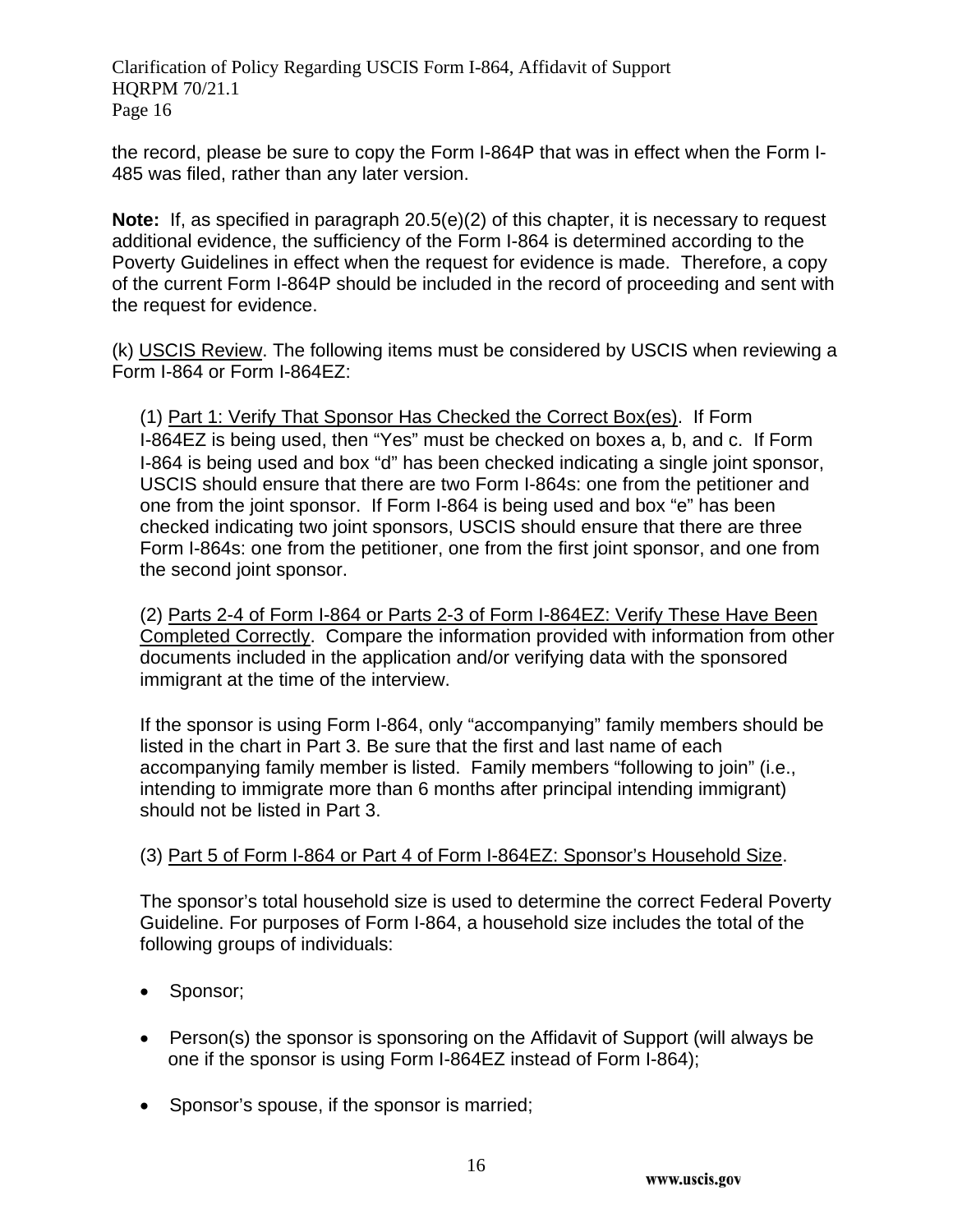the record, please be sure to copy the Form I-864P that was in effect when the Form I-485 was filed, rather than any later version.

**Note:** If, as specified in paragraph 20.5(e)(2) of this chapter, it is necessary to request additional evidence, the sufficiency of the Form I-864 is determined according to the Poverty Guidelines in effect when the request for evidence is made. Therefore, a copy of the current Form I-864P should be included in the record of proceeding and sent with the request for evidence.

(k) <u>USCIS Review</u>. The following items must be considered by USCIS when reviewing a Form I-864 or Form I-864EZ:

(1) <u>Part 1: Verify That Sponsor Has Checked the Correct Box(es)</u>. If Form I-864EZ is being used, then "Yes" must be checked on boxes a, b, and c. If Form I-864 is being used and box "d" has been checked indicating a single joint sponsor, USCIS should ensure that there are two Form I-864s: one from the petitioner and one from the joint sponsor. If Form I-864 is being used and box "e" has been checked indicating two joint sponsors, USCIS should ensure that there are three Form I-864s: one from the petitioner, one from the first joint sponsor, and one from the second joint sponsor.

(2) <u>Parts 2-4 of Form I-864 or Parts 2-3 of Form I-864EZ: Verify These Have Been Completed Correctly</u>. Compare the information provided with information from other documents included in the application and/or verifying data with the sponsored immigrant at the time of the interview.

If the sponsor is using Form I-864, only "accompanying" family members should be listed in the chart in Part 3. Be sure that the first and last name of each accompanying family member is listed. Family members "following to join" (i.e., intending to immigrate more than 6 months after principal intending immigrant) should not be listed in Part 3.

(3) <u>Part 5 of Form I-864 or Part 4 of Form I-864EZ: Sponsor's Household Size</u>.

The sponsor's total household size is used to determine the correct Federal Poverty Guideline. For purposes of Form I-864, a household size includes the total of the following groups of individuals:

- Sponsor;
- Person(s) the sponsor is sponsoring on the Affidavit of Support (will always be one if the sponsor is using Form I-864EZ instead of Form I-864);
- Sponsor's spouse, if the sponsor is married;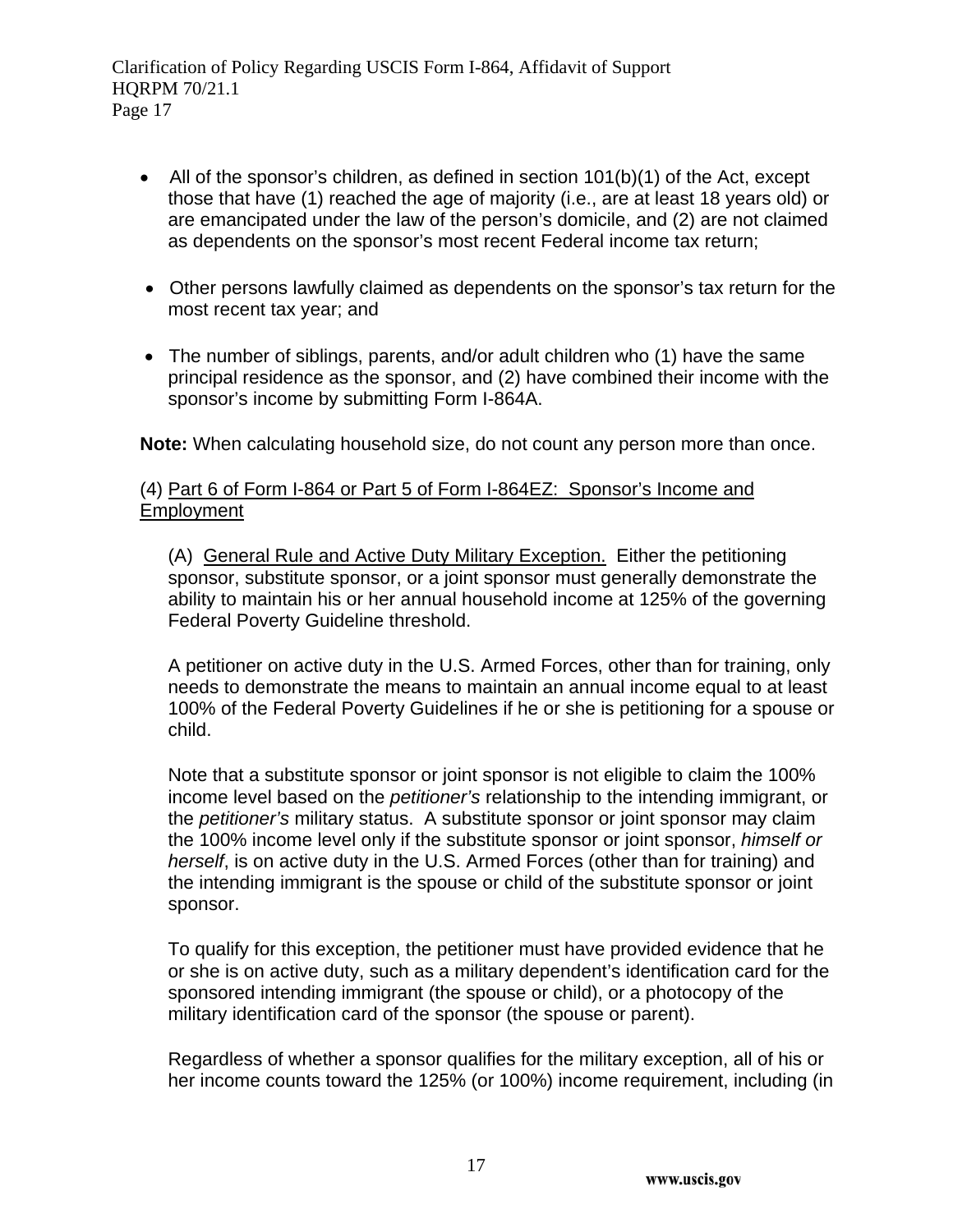- All of the sponsor's children, as defined in section 101(b)(1) of the Act, except those that have (1) reached the age of majority (i.e., are at least 18 years old) or are emancipated under the law of the person's domicile, and (2) are not claimed as dependents on the sponsor's most recent Federal income tax return;

- Other persons lawfully claimed as dependents on the sponsor's tax return for the most recent tax year; and

- The number of siblings, parents, and/or adult children who (1) have the same principal residence as the sponsor, and (2) have combined their income with the sponsor's income by submitting Form I-864A.

**Note:** When calculating household size, do not count any person more than once.

(4) Part 6 of Form I-864 or Part 5 of Form I-864EZ: Sponsor's Income and Employment

(A) General Rule and Active Duty Military Exception. Either the petitioning sponsor, substitute sponsor, or a joint sponsor must generally demonstrate the ability to maintain his or her annual household income at 125% of the governing Federal Poverty Guideline threshold.

A petitioner on active duty in the U.S. Armed Forces, other than for training, only needs to demonstrate the means to maintain an annual income equal to at least 100% of the Federal Poverty Guidelines if he or she is petitioning for a spouse or child.

Note that a substitute sponsor or joint sponsor is not eligible to claim the 100% income level based on the *petitioner's* relationship to the intending immigrant, or the *petitioner's* military status. A substitute sponsor or joint sponsor may claim the 100% income level only if the substitute sponsor or joint sponsor, *himself or herself*, is on active duty in the U.S. Armed Forces (other than for training) and the intending immigrant is the spouse or child of the substitute sponsor or joint sponsor.

To qualify for this exception, the petitioner must have provided evidence that he or she is on active duty, such as a military dependent's identification card for the sponsored intending immigrant (the spouse or child), or a photocopy of the military identification card of the sponsor (the spouse or parent).

Regardless of whether a sponsor qualifies for the military exception, all of his or her income counts toward the 125% (or 100%) income requirement, including (in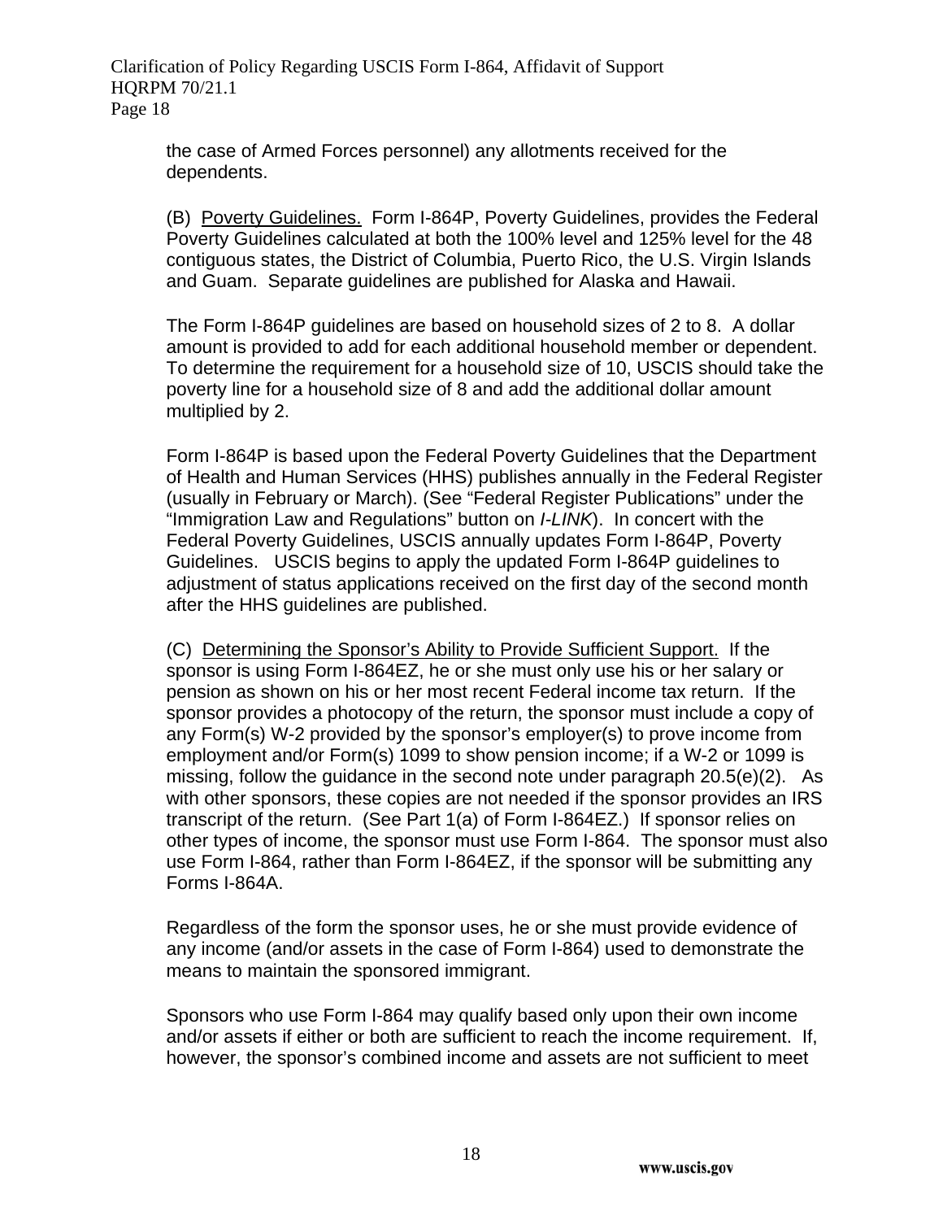the case of Armed Forces personnel) any allotments received for the dependents.

(B) Poverty Guidelines. Form I-864P, Poverty Guidelines, provides the Federal Poverty Guidelines calculated at both the 100% level and 125% level for the 48 contiguous states, the District of Columbia, Puerto Rico, the U.S. Virgin Islands and Guam. Separate guidelines are published for Alaska and Hawaii.

The Form I-864P guidelines are based on household sizes of 2 to 8. A dollar amount is provided to add for each additional household member or dependent. To determine the requirement for a household size of 10, USCIS should take the poverty line for a household size of 8 and add the additional dollar amount multiplied by 2.

Form I-864P is based upon the Federal Poverty Guidelines that the Department of Health and Human Services (HHS) publishes annually in the Federal Register (usually in February or March). (See "Federal Register Publications" under the "Immigration Law and Regulations" button on *I-LINK*). In concert with the Federal Poverty Guidelines, USCIS annually updates Form I-864P, Poverty Guidelines. USCIS begins to apply the updated Form I-864P guidelines to adjustment of status applications received on the first day of the second month after the HHS guidelines are published.

(C) Determining the Sponsor's Ability to Provide Sufficient Support. If the sponsor is using Form I-864EZ, he or she must only use his or her salary or pension as shown on his or her most recent Federal income tax return. If the sponsor provides a photocopy of the return, the sponsor must include a copy of any Form(s) W-2 provided by the sponsor's employer(s) to prove income from employment and/or Form(s) 1099 to show pension income; if a W-2 or 1099 is missing, follow the guidance in the second note under paragraph 20.5(e)(2). As with other sponsors, these copies are not needed if the sponsor provides an IRS transcript of the return. (See Part 1(a) of Form I-864EZ.) If sponsor relies on other types of income, the sponsor must use Form I-864. The sponsor must also use Form I-864, rather than Form I-864EZ, if the sponsor will be submitting any Forms I-864A.

Regardless of the form the sponsor uses, he or she must provide evidence of any income (and/or assets in the case of Form I-864) used to demonstrate the means to maintain the sponsored immigrant.

Sponsors who use Form I-864 may qualify based only upon their own income and/or assets if either or both are sufficient to reach the income requirement. If, however, the sponsor's combined income and assets are not sufficient to meet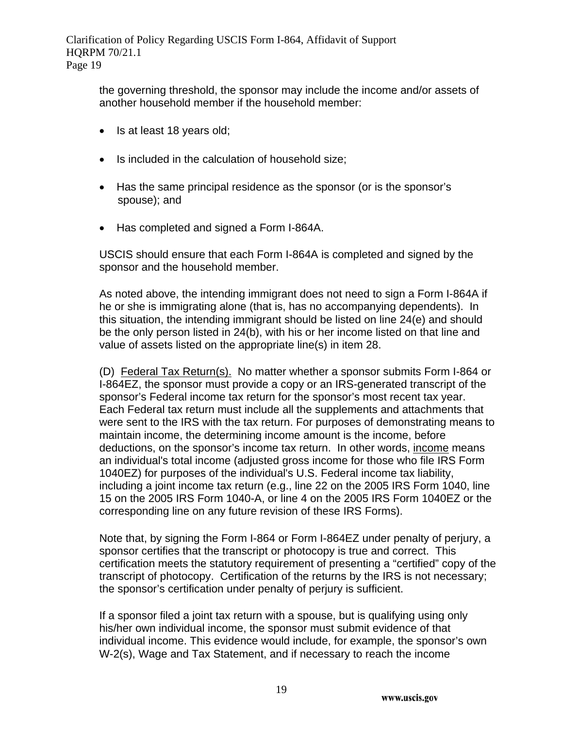the governing threshold, the sponsor may include the income and/or assets of another household member if the household member:

- Is at least 18 years old;
- Is included in the calculation of household size;
- Has the same principal residence as the sponsor (or is the sponsor's spouse); and
- Has completed and signed a Form I-864A.

USCIS should ensure that each Form I-864A is completed and signed by the sponsor and the household member.

As noted above, the intending immigrant does not need to sign a Form I-864A if he or she is immigrating alone (that is, has no accompanying dependents). In this situation, the intending immigrant should be listed on line 24(e) and should be the only person listed in 24(b), with his or her income listed on that line and value of assets listed on the appropriate line(s) in item 28.

(D) Federal Tax Return(s). No matter whether a sponsor submits Form I-864 or I-864EZ, the sponsor must provide a copy or an IRS-generated transcript of the sponsor's Federal income tax return for the sponsor's most recent tax year. Each Federal tax return must include all the supplements and attachments that were sent to the IRS with the tax return. For purposes of demonstrating means to maintain income, the determining income amount is the income, before deductions, on the sponsor's income tax return. In other words, income means an individual's total income (adjusted gross income for those who file IRS Form 1040EZ) for purposes of the individual's U.S. Federal income tax liability, including a joint income tax return (e.g., line 22 on the 2005 IRS Form 1040, line 15 on the 2005 IRS Form 1040-A, or line 4 on the 2005 IRS Form 1040EZ or the corresponding line on any future revision of these IRS Forms).

Note that, by signing the Form I-864 or Form I-864EZ under penalty of perjury, a sponsor certifies that the transcript or photocopy is true and correct. This certification meets the statutory requirement of presenting a "certified" copy of the transcript of photocopy. Certification of the returns by the IRS is not necessary; the sponsor's certification under penalty of perjury is sufficient.

If a sponsor filed a joint tax return with a spouse, but is qualifying using only his/her own individual income, the sponsor must submit evidence of that individual income. This evidence would include, for example, the sponsor's own W-2(s), Wage and Tax Statement, and if necessary to reach the income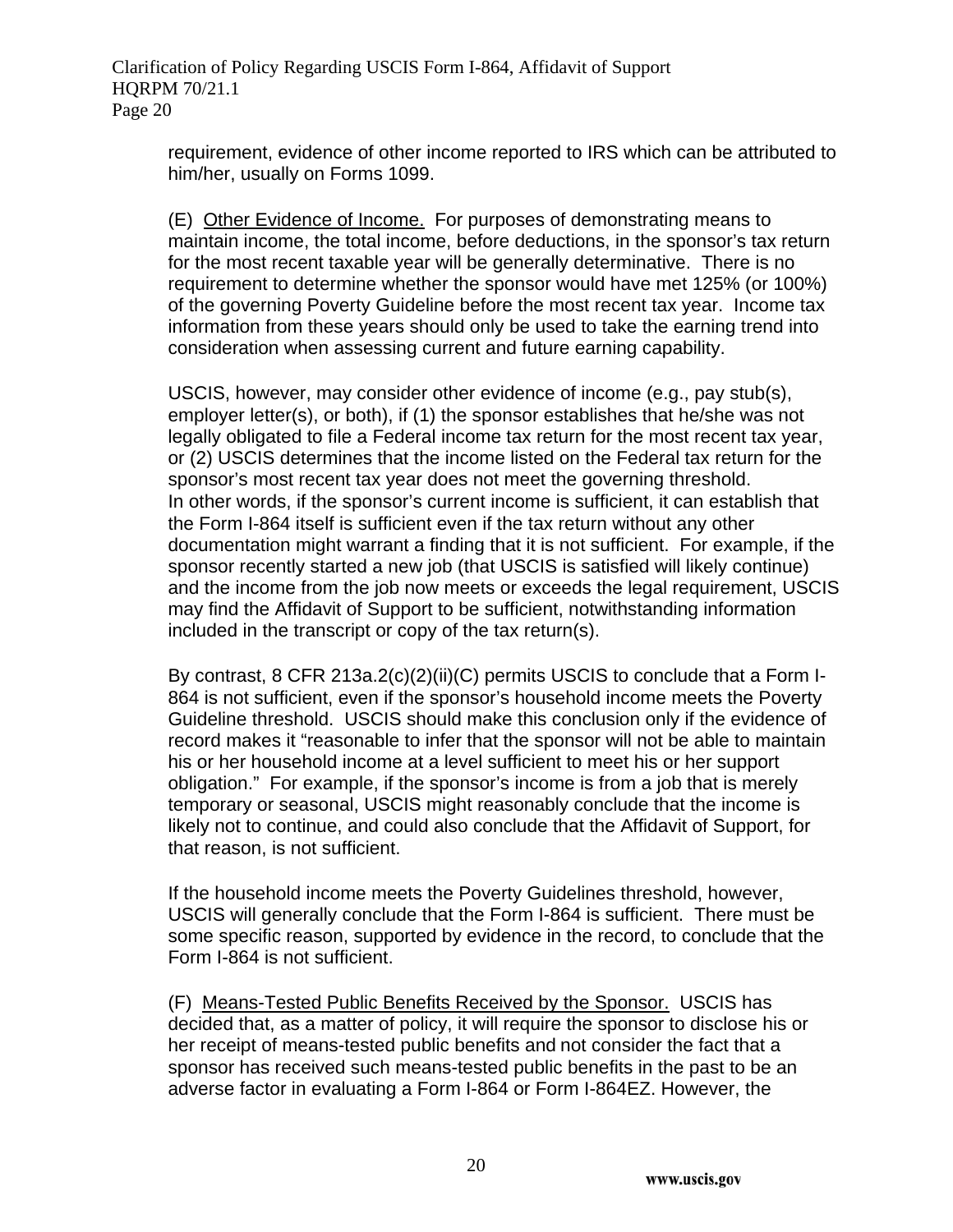requirement, evidence of other income reported to IRS which can be attributed to him/her, usually on Forms 1099.

(E) Other Evidence of Income. For purposes of demonstrating means to maintain income, the total income, before deductions, in the sponsor's tax return for the most recent taxable year will be generally determinative. There is no requirement to determine whether the sponsor would have met 125% (or 100%) of the governing Poverty Guideline before the most recent tax year. Income tax information from these years should only be used to take the earning trend into consideration when assessing current and future earning capability.

USCIS, however, may consider other evidence of income (e.g., pay stub(s), employer letter(s), or both), if (1) the sponsor establishes that he/she was not legally obligated to file a Federal income tax return for the most recent tax year, or (2) USCIS determines that the income listed on the Federal tax return for the sponsor's most recent tax year does not meet the governing threshold. In other words, if the sponsor's current income is sufficient, it can establish that the Form I-864 itself is sufficient even if the tax return without any other documentation might warrant a finding that it is not sufficient. For example, if the sponsor recently started a new job (that USCIS is satisfied will likely continue) and the income from the job now meets or exceeds the legal requirement, USCIS may find the Affidavit of Support to be sufficient, notwithstanding information included in the transcript or copy of the tax return(s).

By contrast, 8 CFR 213a.2(c)(2)(ii)(C) permits USCIS to conclude that a Form I-864 is not sufficient, even if the sponsor's household income meets the Poverty Guideline threshold. USCIS should make this conclusion only if the evidence of record makes it "reasonable to infer that the sponsor will not be able to maintain his or her household income at a level sufficient to meet his or her support obligation." For example, if the sponsor's income is from a job that is merely temporary or seasonal, USCIS might reasonably conclude that the income is likely not to continue, and could also conclude that the Affidavit of Support, for that reason, is not sufficient.

If the household income meets the Poverty Guidelines threshold, however, USCIS will generally conclude that the Form I-864 is sufficient. There must be some specific reason, supported by evidence in the record, to conclude that the Form I-864 is not sufficient.

(F) Means-Tested Public Benefits Received by the Sponsor. USCIS has decided that, as a matter of policy, it will require the sponsor to disclose his or her receipt of means-tested public benefits and not consider the fact that a sponsor has received such means-tested public benefits in the past to be an adverse factor in evaluating a Form I-864 or Form I-864EZ. However, the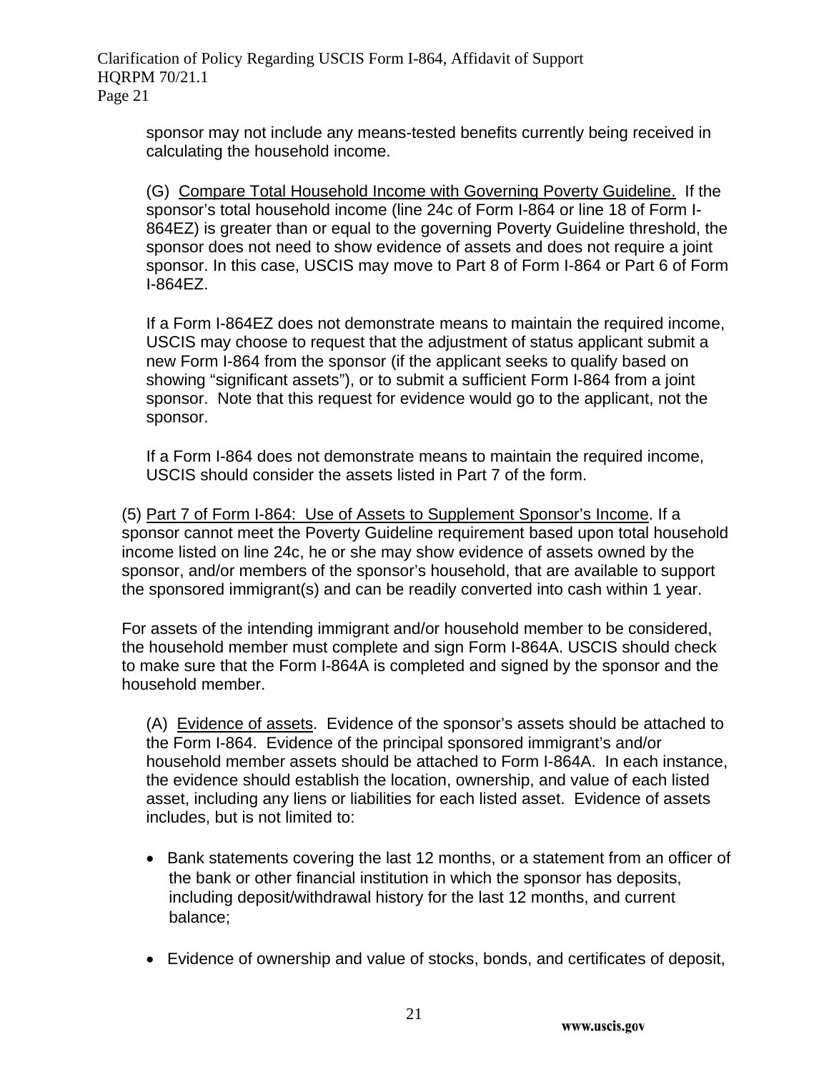sponsor may not include any means-tested benefits currently being received in calculating the household income.

(G) Compare Total Household Income with Governing Poverty Guideline. If the sponsor's total household income (line 24c of Form I-864 or line 18 of Form I-864EZ) is greater than or equal to the governing Poverty Guideline threshold, the sponsor does not need to show evidence of assets and does not require a joint sponsor. In this case, USCIS may move to Part 8 of Form I-864 or Part 6 of Form I-864EZ.

If a Form I-864EZ does not demonstrate means to maintain the required income, USCIS may choose to request that the adjustment of status applicant submit a new Form I-864 from the sponsor (if the applicant seeks to qualify based on showing "significant assets"), or to submit a sufficient Form I-864 from a joint sponsor. Note that this request for evidence would go to the applicant, not the sponsor.

If a Form I-864 does not demonstrate means to maintain the required income, USCIS should consider the assets listed in Part 7 of the form.

(5) Part 7 of Form I-864: Use of Assets to Supplement Sponsor's Income. If a sponsor cannot meet the Poverty Guideline requirement based upon total household income listed on line 24c, he or she may show evidence of assets owned by the sponsor, and/or members of the sponsor's household, that are available to support the sponsored immigrant(s) and can be readily converted into cash within 1 year.

For assets of the intending immigrant and/or household member to be considered, the household member must complete and sign Form I-864A. USCIS should check to make sure that the Form I-864A is completed and signed by the sponsor and the household member.

(A) Evidence of assets. Evidence of the sponsor's assets should be attached to the Form I-864. Evidence of the principal sponsored immigrant's and/or household member assets should be attached to Form I-864A. In each instance, the evidence should establish the location, ownership, and value of each listed asset, including any liens or liabilities for each listed asset. Evidence of assets includes, but is not limited to:

- Bank statements covering the last 12 months, or a statement from an officer of the bank or other financial institution in which the sponsor has deposits, including deposit/withdrawal history for the last 12 months, and current balance;

- Evidence of ownership and value of stocks, bonds, and certificates of deposit,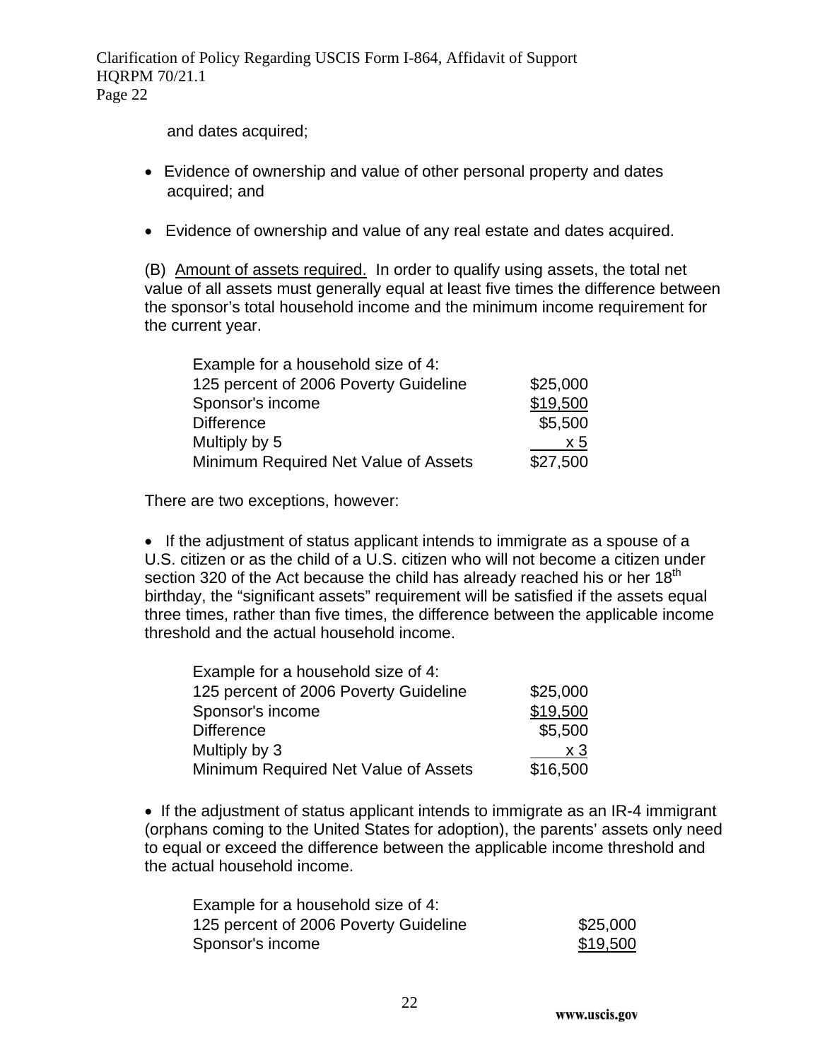and dates acquired;

- Evidence of ownership and value of other personal property and dates acquired; and
- Evidence of ownership and value of any real estate and dates acquired.

(B) Amount of assets required. In order to qualify using assets, the total net value of all assets must generally equal at least five times the difference between the sponsor's total household income and the minimum income requirement for the current year.

| Example for a household size of 4: | |
|---|---|
| 125 percent of 2006 Poverty Guideline | \$25,000 |
| Sponsor's income | \$19,500 |
| Difference | \$5,500 |
| Multiply by 5 | x 5 |
| Minimum Required Net Value of Assets | \$27,500 |

There are two exceptions, however:

- If the adjustment of status applicant intends to immigrate as a spouse of a U.S. citizen or as the child of a U.S. citizen who will not become a citizen under section 320 of the Act because the child has already reached his or her 18th birthday, the "significant assets" requirement will be satisfied if the assets equal three times, rather than five times, the difference between the applicable income threshold and the actual household income.

| Example for a household size of 4: | |
|---|---|
| 125 percent of 2006 Poverty Guideline | \$25,000 |
| Sponsor's income | \$19,500 |
| Difference | \$5,500 |
| Multiply by 3 | x 3 |
| Minimum Required Net Value of Assets | \$16,500 |

- If the adjustment of status applicant intends to immigrate as an IR-4 immigrant (orphans coming to the United States for adoption), the parents' assets only need to equal or exceed the difference between the applicable income threshold and the actual household income.

| Example for a household size of 4: | |
|---|---|
| 125 percent of 2006 Poverty Guideline | \$25,000 |
| Sponsor's income | \$19,500 |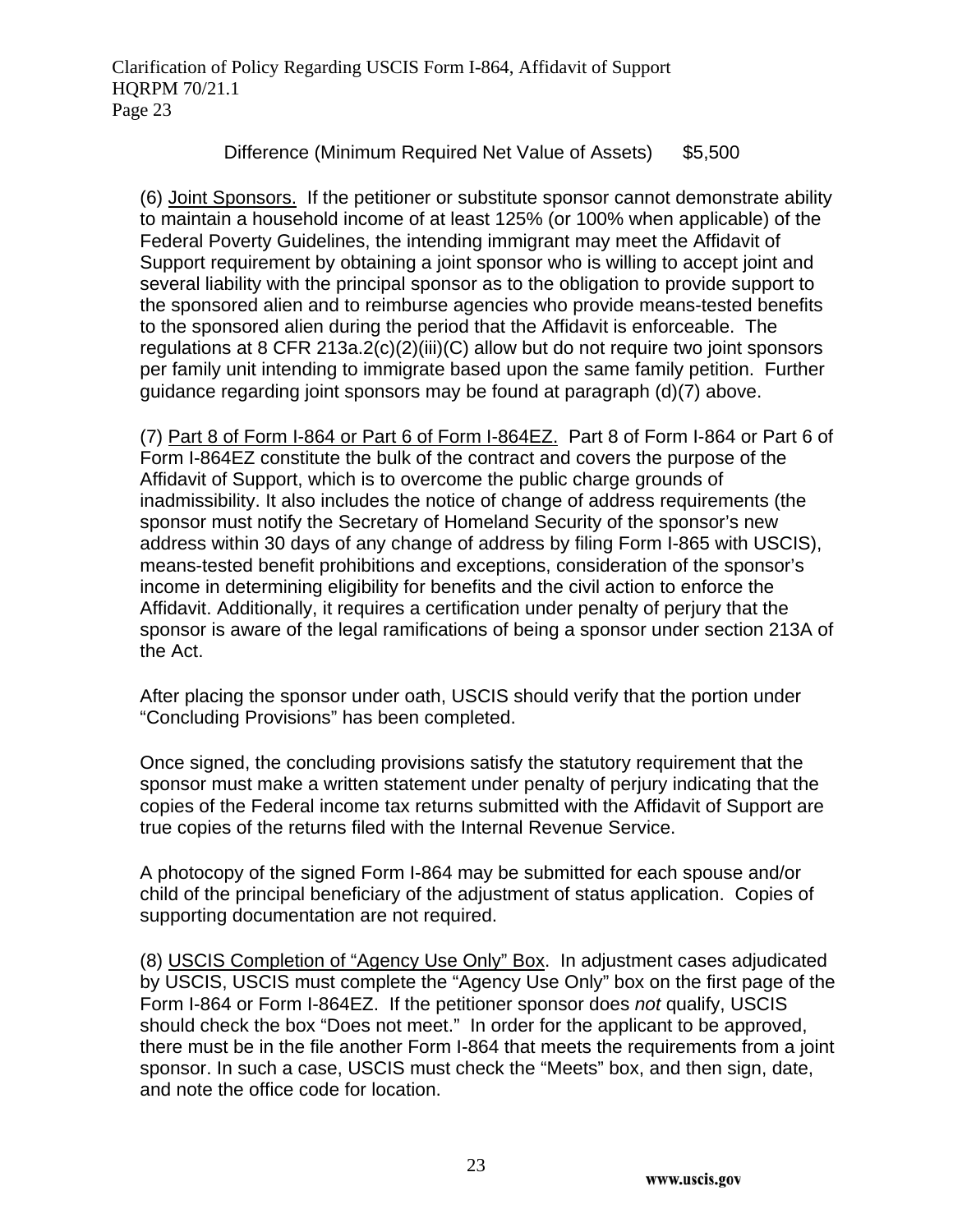Difference (Minimum Required Net Value of Assets) $5,500

(6) Joint Sponsors. If the petitioner or substitute sponsor cannot demonstrate ability to maintain a household income of at least 125% (or 100% when applicable) of the Federal Poverty Guidelines, the intending immigrant may meet the Affidavit of Support requirement by obtaining a joint sponsor who is willing to accept joint and several liability with the principal sponsor as to the obligation to provide support to the sponsored alien and to reimburse agencies who provide means-tested benefits to the sponsored alien during the period that the Affidavit is enforceable. The regulations at 8 CFR 213a.2(c)(2)(iii)(C) allow but do not require two joint sponsors per family unit intending to immigrate based upon the same family petition. Further guidance regarding joint sponsors may be found at paragraph (d)(7) above.

(7) Part 8 of Form I-864 or Part 6 of Form I-864EZ. Part 8 of Form I-864 or Part 6 of Form I-864EZ constitute the bulk of the contract and covers the purpose of the Affidavit of Support, which is to overcome the public charge grounds of inadmissibility. It also includes the notice of change of address requirements (the sponsor must notify the Secretary of Homeland Security of the sponsor's new address within 30 days of any change of address by filing Form I-865 with USCIS), means-tested benefit prohibitions and exceptions, consideration of the sponsor's income in determining eligibility for benefits and the civil action to enforce the Affidavit. Additionally, it requires a certification under penalty of perjury that the sponsor is aware of the legal ramifications of being a sponsor under section 213A of the Act.

After placing the sponsor under oath, USCIS should verify that the portion under "Concluding Provisions" has been completed.

Once signed, the concluding provisions satisfy the statutory requirement that the sponsor must make a written statement under penalty of perjury indicating that the copies of the Federal income tax returns submitted with the Affidavit of Support are true copies of the returns filed with the Internal Revenue Service.

A photocopy of the signed Form I-864 may be submitted for each spouse and/or child of the principal beneficiary of the adjustment of status application. Copies of supporting documentation are not required.

(8) USCIS Completion of "Agency Use Only" Box. In adjustment cases adjudicated by USCIS, USCIS must complete the "Agency Use Only" box on the first page of the Form I-864 or Form I-864EZ. If the petitioner sponsor does *not* qualify, USCIS should check the box "Does not meet." In order for the applicant to be approved, there must be in the file another Form I-864 that meets the requirements from a joint sponsor. In such a case, USCIS must check the "Meets" box, and then sign, date, and note the office code for location.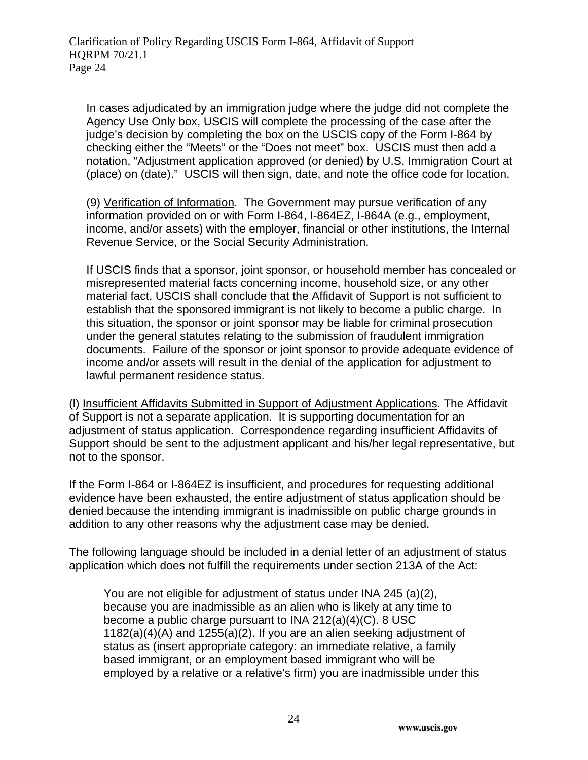In cases adjudicated by an immigration judge where the judge did not complete the Agency Use Only box, USCIS will complete the processing of the case after the judge's decision by completing the box on the USCIS copy of the Form I-864 by checking either the "Meets" or the "Does not meet" box. USCIS must then add a notation, "Adjustment application approved (or denied) by U.S. Immigration Court at (place) on (date)." USCIS will then sign, date, and note the office code for location.

(9) Verification of Information. The Government may pursue verification of any information provided on or with Form I-864, I-864EZ, I-864A (e.g., employment, income, and/or assets) with the employer, financial or other institutions, the Internal Revenue Service, or the Social Security Administration.

If USCIS finds that a sponsor, joint sponsor, or household member has concealed or misrepresented material facts concerning income, household size, or any other material fact, USCIS shall conclude that the Affidavit of Support is not sufficient to establish that the sponsored immigrant is not likely to become a public charge. In this situation, the sponsor or joint sponsor may be liable for criminal prosecution under the general statutes relating to the submission of fraudulent immigration documents. Failure of the sponsor or joint sponsor to provide adequate evidence of income and/or assets will result in the denial of the application for adjustment to lawful permanent residence status.

(l) Insufficient Affidavits Submitted in Support of Adjustment Applications. The Affidavit of Support is not a separate application. It is supporting documentation for an adjustment of status application. Correspondence regarding insufficient Affidavits of Support should be sent to the adjustment applicant and his/her legal representative, but not to the sponsor.

If the Form I-864 or I-864EZ is insufficient, and procedures for requesting additional evidence have been exhausted, the entire adjustment of status application should be denied because the intending immigrant is inadmissible on public charge grounds in addition to any other reasons why the adjustment case may be denied.

The following language should be included in a denial letter of an adjustment of status application which does not fulfill the requirements under section 213A of the Act:

> You are not eligible for adjustment of status under INA 245 (a)(2), because you are inadmissible as an alien who is likely at any time to become a public charge pursuant to INA 212(a)(4)(C). 8 USC 1182(a)(4)(A) and 1255(a)(2). If you are an alien seeking adjustment of status as (insert appropriate category: an immediate relative, a family based immigrant, or an employment based immigrant who will be employed by a relative or a relative's firm) you are inadmissible under this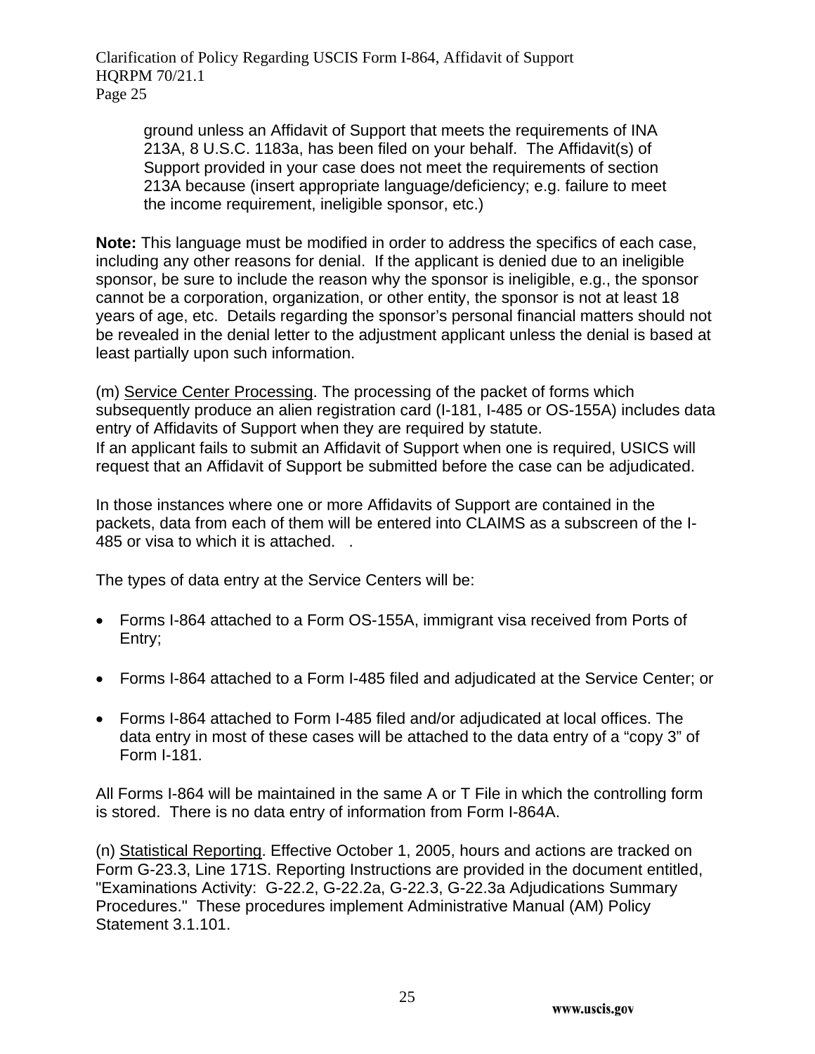> ground unless an Affidavit of Support that meets the requirements of INA 213A, 8 U.S.C. 1183a, has been filed on your behalf. The Affidavit(s) of Support provided in your case does not meet the requirements of section 213A because (insert appropriate language/deficiency; e.g. failure to meet the income requirement, ineligible sponsor, etc.)

**Note:** This language must be modified in order to address the specifics of each case, including any other reasons for denial. If the applicant is denied due to an ineligible sponsor, be sure to include the reason why the sponsor is ineligible, e.g., the sponsor cannot be a corporation, organization, or other entity, the sponsor is not at least 18 years of age, etc. Details regarding the sponsor's personal financial matters should not be revealed in the denial letter to the adjustment applicant unless the denial is based at least partially upon such information.

(m) Service Center Processing. The processing of the packet of forms which subsequently produce an alien registration card (I-181, I-485 or OS-155A) includes data entry of Affidavits of Support when they are required by statute.
If an applicant fails to submit an Affidavit of Support when one is required, USICS will request that an Affidavit of Support be submitted before the case can be adjudicated.

In those instances where one or more Affidavits of Support are contained in the packets, data from each of them will be entered into CLAIMS as a subscreen of the I-485 or visa to which it is attached. .

The types of data entry at the Service Centers will be:

- Forms I-864 attached to a Form OS-155A, immigrant visa received from Ports of Entry;
- Forms I-864 attached to a Form I-485 filed and adjudicated at the Service Center; or
- Forms I-864 attached to Form I-485 filed and/or adjudicated at local offices. The data entry in most of these cases will be attached to the data entry of a "copy 3" of Form I-181.

All Forms I-864 will be maintained in the same A or T File in which the controlling form is stored. There is no data entry of information from Form I-864A.

(n) Statistical Reporting. Effective October 1, 2005, hours and actions are tracked on Form G-23.3, Line 171S. Reporting Instructions are provided in the document entitled, "Examinations Activity: G-22.2, G-22.2a, G-22.3, G-22.3a Adjudications Summary Procedures." These procedures implement Administrative Manual (AM) Policy Statement 3.1.101.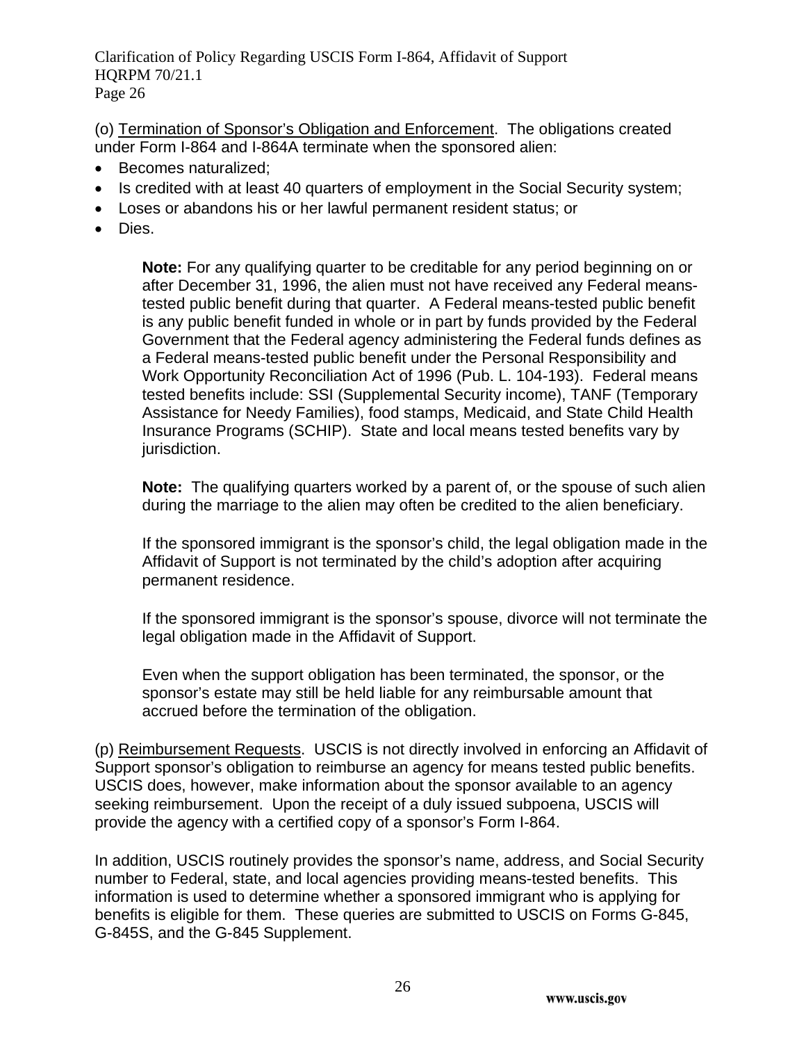(o) Termination of Sponsor's Obligation and Enforcement. The obligations created under Form I-864 and I-864A terminate when the sponsored alien:

- Becomes naturalized;
- Is credited with at least 40 quarters of employment in the Social Security system;
- Loses or abandons his or her lawful permanent resident status; or
- Dies.

> **Note:** For any qualifying quarter to be creditable for any period beginning on or after December 31, 1996, the alien must not have received any Federal means-tested public benefit during that quarter. A Federal means-tested public benefit is any public benefit funded in whole or in part by funds provided by the Federal Government that the Federal agency administering the Federal funds defines as a Federal means-tested public benefit under the Personal Responsibility and Work Opportunity Reconciliation Act of 1996 (Pub. L. 104-193). Federal means tested benefits include: SSI (Supplemental Security income), TANF (Temporary Assistance for Needy Families), food stamps, Medicaid, and State Child Health Insurance Programs (SCHIP). State and local means tested benefits vary by jurisdiction.
>
> **Note:** The qualifying quarters worked by a parent of, or the spouse of such alien during the marriage to the alien may often be credited to the alien beneficiary.
>
> If the sponsored immigrant is the sponsor's child, the legal obligation made in the Affidavit of Support is not terminated by the child's adoption after acquiring permanent residence.
>
> If the sponsored immigrant is the sponsor's spouse, divorce will not terminate the legal obligation made in the Affidavit of Support.
>
> Even when the support obligation has been terminated, the sponsor, or the sponsor's estate may still be held liable for any reimbursable amount that accrued before the termination of the obligation.

(p) Reimbursement Requests. USCIS is not directly involved in enforcing an Affidavit of Support sponsor's obligation to reimburse an agency for means tested public benefits. USCIS does, however, make information about the sponsor available to an agency seeking reimbursement. Upon the receipt of a duly issued subpoena, USCIS will provide the agency with a certified copy of a sponsor's Form I-864.

In addition, USCIS routinely provides the sponsor's name, address, and Social Security number to Federal, state, and local agencies providing means-tested benefits. This information is used to determine whether a sponsored immigrant who is applying for benefits is eligible for them. These queries are submitted to USCIS on Forms G-845, G-845S, and the G-845 Supplement.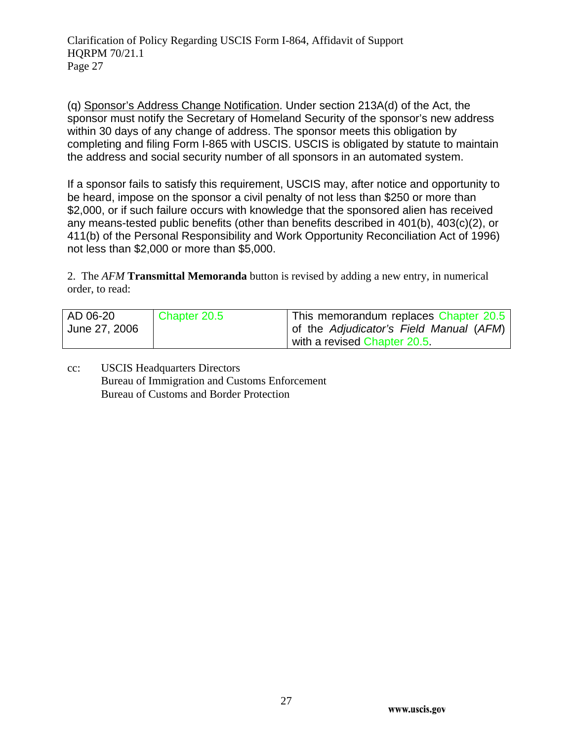(q) Sponsor's Address Change Notification. Under section 213A(d) of the Act, the sponsor must notify the Secretary of Homeland Security of the sponsor's new address within 30 days of any change of address. The sponsor meets this obligation by completing and filing Form I-865 with USCIS. USCIS is obligated by statute to maintain the address and social security number of all sponsors in an automated system.

If a sponsor fails to satisfy this requirement, USCIS may, after notice and opportunity to be heard, impose on the sponsor a civil penalty of not less than $250 or more than $2,000, or if such failure occurs with knowledge that the sponsored alien has received any means-tested public benefits (other than benefits described in 401(b), 403(c)(2), or 411(b) of the Personal Responsibility and Work Opportunity Reconciliation Act of 1996) not less than $2,000 or more than $5,000.

2. The *AFM* **Transmittal Memoranda** button is revised by adding a new entry, in numerical order, to read:

| | | |
|---|---|---|
| AD 06-20<br>June 27, 2006 | Chapter 20.5 | This memorandum replaces Chapter 20.5 of the *Adjudicator's Field Manual* (*AFM*) with a revised Chapter 20.5. |

cc: USCIS Headquarters Directors
Bureau of Immigration and Customs Enforcement
Bureau of Customs and Border Protection